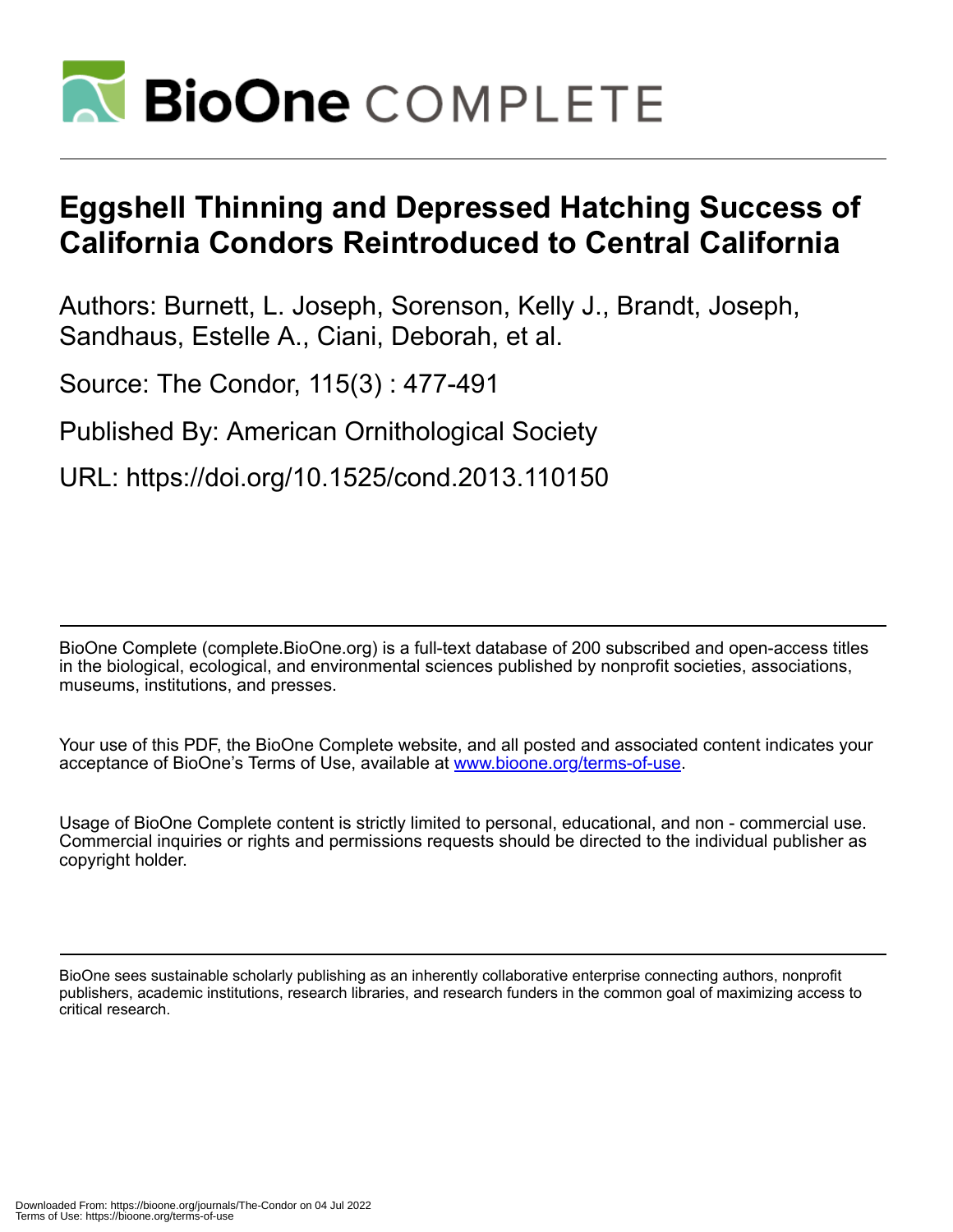# Eggshell Thinning and Depressed Hatching Success of California Condors Reintroduced to Central California

Authors: Burnett, L. Joseph, Sorenson, Kelly J., Brandt, Joseph, Sandhaus, Estelle A., Ciani, Deborah, et al.

Source: The Condor, 115(3) : 477-491

Published By: American Ornithological Society

URL: https://doi.org/10.1525/cond.2013.110150

BioOne Complete (complete.BioOne.org) is a full-text database of 200 subscribed and open-access titles in the biological, ecological, and environmental sciences published by nonprofit societies, associations, museums, institutions, and presses.

Your use of this PDF, the BioOne Complete website, and all posted and associated content indicates your acceptance of BioOne's Terms of Use, available at www.bioone.org/terms-of-use.

Usage of BioOne Complete content is strictly limited to personal, educational, and non - commercial use. Commercial inquiries or rights and permissions requests should be directed to the individual publisher as copyright holder.

BioOne sees sustainable scholarly publishing as an inherently collaborative enterprise connecting authors, nonprofit publishers, academic institutions, research libraries, and research funders in the common goal of maximizing access to critical research.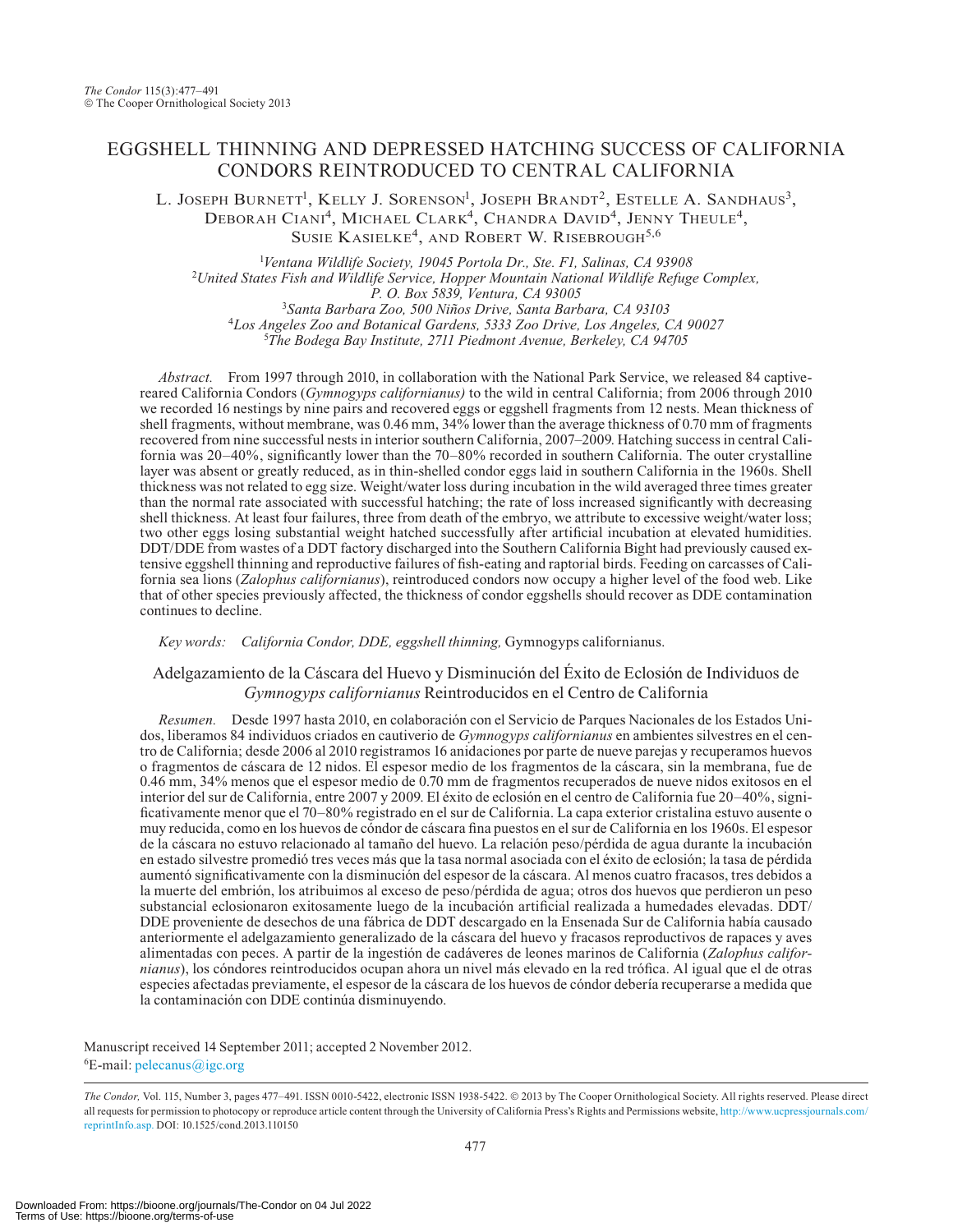# EGGSHELL THINNING AND DEPRESSED HATCHING SUCCESS OF CALIFORNIA CONDORS REINTRODUCED TO CENTRAL CALIFORNIA

L. Joseph Burnett[1], Kelly J. Sorenson[1], Joseph Brandt[2], Estelle A. Sandhaus[3], Deborah Ciani[4], Michael Clark[4], Chandra David[4], Jenny Theule[4], Susie Kasielke[4], and Robert W. Risebrough[5,6]

[1]*Ventana Wildlife Society, 19045 Portola Dr., Ste. F1, Salinas, CA 93908*
[2]*United States Fish and Wildlife Service, Hopper Mountain National Wildlife Refuge Complex, P. O. Box 5839, Ventura, CA 93005*
[3]*Santa Barbara Zoo, 500 Niños Drive, Santa Barbara, CA 93103*
[4]*Los Angeles Zoo and Botanical Gardens, 5333 Zoo Drive, Los Angeles, CA 90027*
[5]*The Bodega Bay Institute, 2711 Piedmont Avenue, Berkeley, CA 94705*

*Abstract.* From 1997 through 2010, in collaboration with the National Park Service, we released 84 captive-reared California Condors (*Gymnogyps californianus)* to the wild in central California; from 2006 through 2010 we recorded 16 nestings by nine pairs and recovered eggs or eggshell fragments from 12 nests. Mean thickness of shell fragments, without membrane, was 0.46 mm, 34% lower than the average thickness of 0.70 mm of fragments recovered from nine successful nests in interior southern California, 2007–2009. Hatching success in central California was 20–40%, significantly lower than the 70–80% recorded in southern California. The outer crystalline layer was absent or greatly reduced, as in thin-shelled condor eggs laid in southern California in the 1960s. Shell thickness was not related to egg size. Weight/water loss during incubation in the wild averaged three times greater than the normal rate associated with successful hatching; the rate of loss increased significantly with decreasing shell thickness. At least four failures, three from death of the embryo, we attribute to excessive weight/water loss; two other eggs losing substantial weight hatched successfully after artificial incubation at elevated humidities. DDT/DDE from wastes of a DDT factory discharged into the Southern California Bight had previously caused extensive eggshell thinning and reproductive failures of fish-eating and raptorial birds. Feeding on carcasses of California sea lions (*Zalophus californianus*), reintroduced condors now occupy a higher level of the food web. Like that of other species previously affected, the thickness of condor eggshells should recover as DDE contamination continues to decline.

*Key words: California Condor, DDE, eggshell thinning,* Gymnogyps californianus.

## Adelgazamiento de la Cáscara del Huevo y Disminución del Éxito de Eclosión de Individuos de *Gymnogyps californianus* Reintroducidos en el Centro de California

*Resumen.* Desde 1997 hasta 2010, en colaboración con el Servicio de Parques Nacionales de los Estados Unidos, liberamos 84 individuos criados en cautiverio de *Gymnogyps californianus* en ambientes silvestres en el centro de California; desde 2006 al 2010 registramos 16 anidaciones por parte de nueve parejas y recuperamos huevos o fragmentos de cáscara de 12 nidos. El espesor medio de los fragmentos de la cáscara, sin la membrana, fue de 0.46 mm, 34% menos que el espesor medio de 0.70 mm de fragmentos recuperados de nueve nidos exitosos en el interior del sur de California, entre 2007 y 2009. El éxito de eclosión en el centro de California fue 20–40%, significativamente menor que el 70–80% registrado en el sur de California. La capa exterior cristalina estuvo ausente o muy reducida, como en los huevos de cóndor de cáscara fina puestos en el sur de California en los 1960s. El espesor de la cáscara no estuvo relacionado al tamaño del huevo. La relación peso/pérdida de agua durante la incubación en estado silvestre promedió tres veces más que la tasa normal asociada con el éxito de eclosión; la tasa de pérdida aumentó significativamente con la disminución del espesor de la cáscara. Al menos cuatro fracasos, tres debidos a la muerte del embrión, los atribuimos al exceso de peso/pérdida de agua; otros dos huevos que perdieron un peso substancial eclosionaron exitosamente luego de la incubación artificial realizada a humedades elevadas. DDT/DDE proveniente de desechos de una fábrica de DDT descargado en la Ensenada Sur de California había causado anteriormente el adelgazamiento generalizado de la cáscara del huevo y fracasos reproductivos de rapaces y aves alimentadas con peces. A partir de la ingestión de cadáveres de leones marinos de California (*Zalophus californianus*), los cóndores reintroducidos ocupan ahora un nivel más elevado en la red trófica. Al igual que el de otras especies afectadas previamente, el espesor de la cáscara de los huevos de cóndor debería recuperarse a medida que la contaminación con DDE continúa disminuyendo.

Manuscript received 14 September 2011; accepted 2 November 2012.
[6]E-mail: pelecanus@igc.org

*The Condor,* Vol. 115, Number 3, pages 477–491. ISSN 0010-5422, electronic ISSN 1938-5422. © 2013 by The Cooper Ornithological Society. All rights reserved. Please direct all requests for permission to photocopy or reproduce article content through the University of California Press's Rights and Permissions website, http://www.ucpressjournals.com/reprintInfo.asp. DOI: 10.1525/cond.2013.110150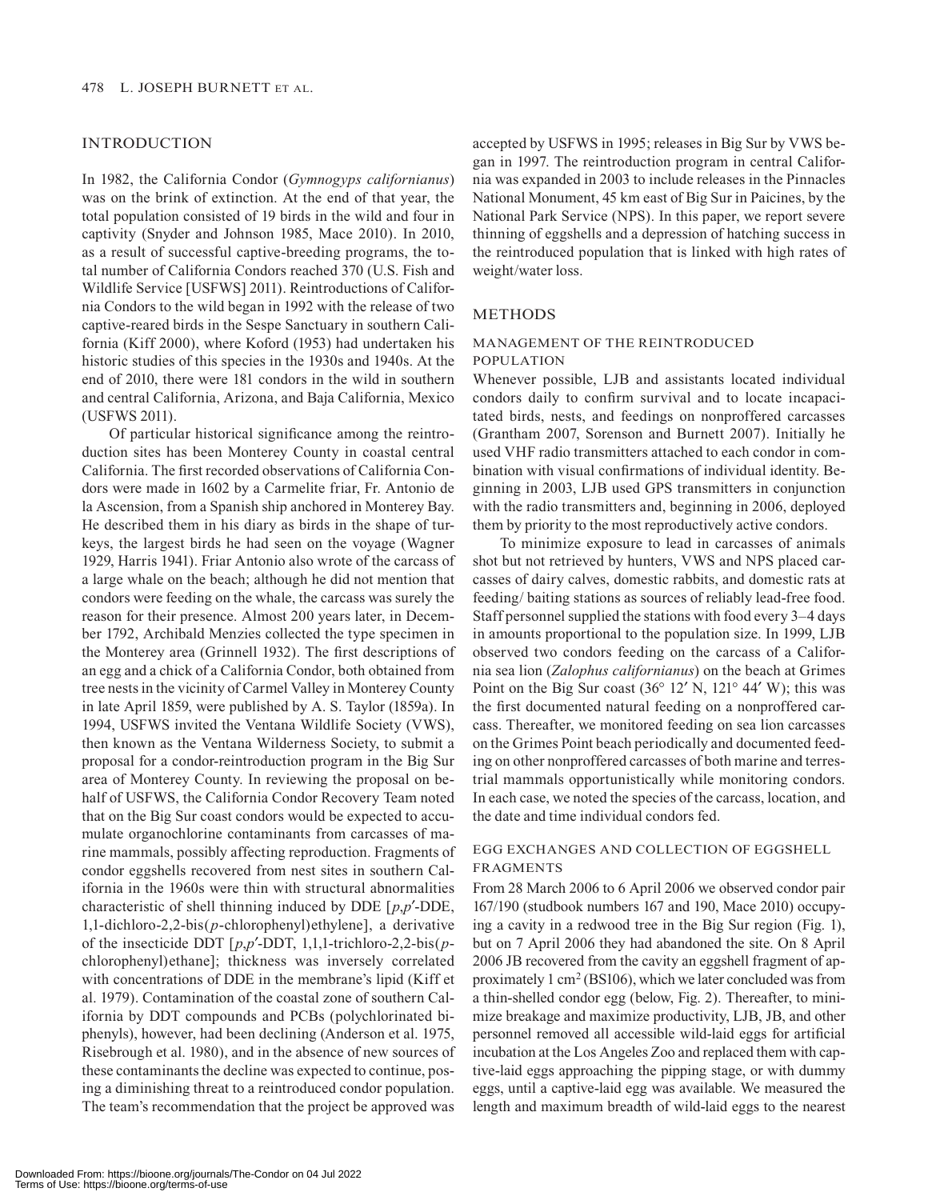## INTRODUCTION

In 1982, the California Condor (*Gymnogyps californianus*) was on the brink of extinction. At the end of that year, the total population consisted of 19 birds in the wild and four in captivity (Snyder and Johnson 1985, Mace 2010). In 2010, as a result of successful captive-breeding programs, the total number of California Condors reached 370 (U.S. Fish and Wildlife Service [USFWS] 2011). Reintroductions of California Condors to the wild began in 1992 with the release of two captive-reared birds in the Sespe Sanctuary in southern California (Kiff 2000), where Koford (1953) had undertaken his historic studies of this species in the 1930s and 1940s. At the end of 2010, there were 181 condors in the wild in southern and central California, Arizona, and Baja California, Mexico (USFWS 2011).

Of particular historical significance among the reintroduction sites has been Monterey County in coastal central California. The first recorded observations of California Condors were made in 1602 by a Carmelite friar, Fr. Antonio de la Ascension, from a Spanish ship anchored in Monterey Bay. He described them in his diary as birds in the shape of turkeys, the largest birds he had seen on the voyage (Wagner 1929, Harris 1941). Friar Antonio also wrote of the carcass of a large whale on the beach; although he did not mention that condors were feeding on the whale, the carcass was surely the reason for their presence. Almost 200 years later, in December 1792, Archibald Menzies collected the type specimen in the Monterey area (Grinnell 1932). The first descriptions of an egg and a chick of a California Condor, both obtained from tree nests in the vicinity of Carmel Valley in Monterey County in late April 1859, were published by A. S. Taylor (1859a). In 1994, USFWS invited the Ventana Wildlife Society (VWS), then known as the Ventana Wilderness Society, to submit a proposal for a condor-reintroduction program in the Big Sur area of Monterey County. In reviewing the proposal on behalf of USFWS, the California Condor Recovery Team noted that on the Big Sur coast condors would be expected to accumulate organochlorine contaminants from carcasses of marine mammals, possibly affecting reproduction. Fragments of condor eggshells recovered from nest sites in southern California in the 1960s were thin with structural abnormalities characteristic of shell thinning induced by DDE [*p*,*p*′-DDE, 1,1-dichloro-2,2-bis(*p*-chlorophenyl)ethylene], a derivative of the insecticide DDT [*p*,*p*′-DDT, 1,1,1-trichloro-2,2-bis(*p*-chlorophenyl)ethane]; thickness was inversely correlated with concentrations of DDE in the membrane's lipid (Kiff et al. 1979). Contamination of the coastal zone of southern California by DDT compounds and PCBs (polychlorinated biphenyls), however, had been declining (Anderson et al. 1975, Risebrough et al. 1980), and in the absence of new sources of these contaminants the decline was expected to continue, posing a diminishing threat to a reintroduced condor population. The team's recommendation that the project be approved was accepted by USFWS in 1995; releases in Big Sur by VWS began in 1997. The reintroduction program in central California was expanded in 2003 to include releases in the Pinnacles National Monument, 45 km east of Big Sur in Paicines, by the National Park Service (NPS). In this paper, we report severe thinning of eggshells and a depression of hatching success in the reintroduced population that is linked with high rates of weight/water loss.

## METHODS

### MANAGEMENT OF THE REINTRODUCED POPULATION

Whenever possible, LJB and assistants located individual condors daily to confirm survival and to locate incapacitated birds, nests, and feedings on nonproffered carcasses (Grantham 2007, Sorenson and Burnett 2007). Initially he used VHF radio transmitters attached to each condor in combination with visual confirmations of individual identity. Beginning in 2003, LJB used GPS transmitters in conjunction with the radio transmitters and, beginning in 2006, deployed them by priority to the most reproductively active condors.

To minimize exposure to lead in carcasses of animals shot but not retrieved by hunters, VWS and NPS placed carcasses of dairy calves, domestic rabbits, and domestic rats at feeding/ baiting stations as sources of reliably lead-free food. Staff personnel supplied the stations with food every 3–4 days in amounts proportional to the population size. In 1999, LJB observed two condors feeding on the carcass of a California sea lion (*Zalophus californianus*) on the beach at Grimes Point on the Big Sur coast (36° 12′ N, 121° 44′ W); this was the first documented natural feeding on a nonproffered carcass. Thereafter, we monitored feeding on sea lion carcasses on the Grimes Point beach periodically and documented feeding on other nonproffered carcasses of both marine and terrestrial mammals opportunistically while monitoring condors. In each case, we noted the species of the carcass, location, and the date and time individual condors fed.

### EGG EXCHANGES AND COLLECTION OF EGGSHELL FRAGMENTS

From 28 March 2006 to 6 April 2006 we observed condor pair 167/190 (studbook numbers 167 and 190, Mace 2010) occupying a cavity in a redwood tree in the Big Sur region (Fig. 1), but on 7 April 2006 they had abandoned the site. On 8 April 2006 JB recovered from the cavity an eggshell fragment of approximately 1 cm$^2$ (BS106), which we later concluded was from a thin-shelled condor egg (below, Fig. 2). Thereafter, to minimize breakage and maximize productivity, LJB, JB, and other personnel removed all accessible wild-laid eggs for artificial incubation at the Los Angeles Zoo and replaced them with captive-laid eggs approaching the pipping stage, or with dummy eggs, until a captive-laid egg was available. We measured the length and maximum breadth of wild-laid eggs to the nearest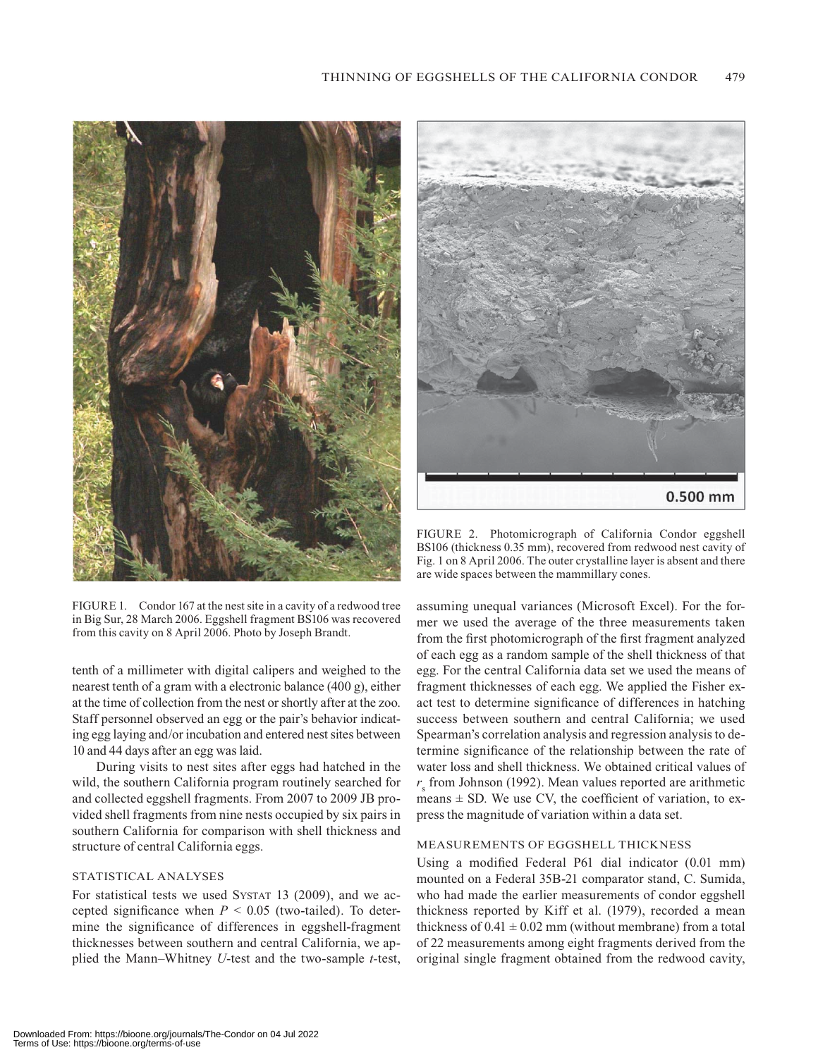FIGURE 1. Condor 167 at the nest site in a cavity of a redwood tree in Big Sur, 28 March 2006. Eggshell fragment BS106 was recovered from this cavity on 8 April 2006. Photo by Joseph Brandt.

FIGURE 2. Photomicrograph of California Condor eggshell BS106 (thickness 0.35 mm), recovered from redwood nest cavity of Fig. 1 on 8 April 2006. The outer crystalline layer is absent and there are wide spaces between the mammillary cones.

tenth of a millimeter with digital calipers and weighed to the nearest tenth of a gram with a electronic balance (400 g), either at the time of collection from the nest or shortly after at the zoo. Staff personnel observed an egg or the pair's behavior indicating egg laying and/or incubation and entered nest sites between 10 and 44 days after an egg was laid.

During visits to nest sites after eggs had hatched in the wild, the southern California program routinely searched for and collected eggshell fragments. From 2007 to 2009 JB provided shell fragments from nine nests occupied by six pairs in southern California for comparison with shell thickness and structure of central California eggs.

### STATISTICAL ANALYSES

For statistical tests we used SYSTAT 13 (2009), and we accepted significance when $P < 0.05$ (two-tailed). To determine the significance of differences in eggshell-fragment thicknesses between southern and central California, we applied the Mann–Whitney *U*-test and the two-sample *t*-test, assuming unequal variances (Microsoft Excel). For the former we used the average of the three measurements taken from the first photomicrograph of the first fragment analyzed of each egg as a random sample of the shell thickness of that egg. For the central California data set we used the means of fragment thicknesses of each egg. We applied the Fisher exact test to determine significance of differences in hatching success between southern and central California; we used Spearman's correlation analysis and regression analysis to determine significance of the relationship between the rate of water loss and shell thickness. We obtained critical values of $r_s$ from Johnson (1992). Mean values reported are arithmetic means ± SD. We use CV, the coefficient of variation, to express the magnitude of variation within a data set.

### MEASUREMENTS OF EGGSHELL THICKNESS

Using a modified Federal P61 dial indicator (0.01 mm) mounted on a Federal 35B-21 comparator stand, C. Sumida, who had made the earlier measurements of condor eggshell thickness reported by Kiff et al. (1979), recorded a mean thickness of 0.41 ± 0.02 mm (without membrane) from a total of 22 measurements among eight fragments derived from the original single fragment obtained from the redwood cavity,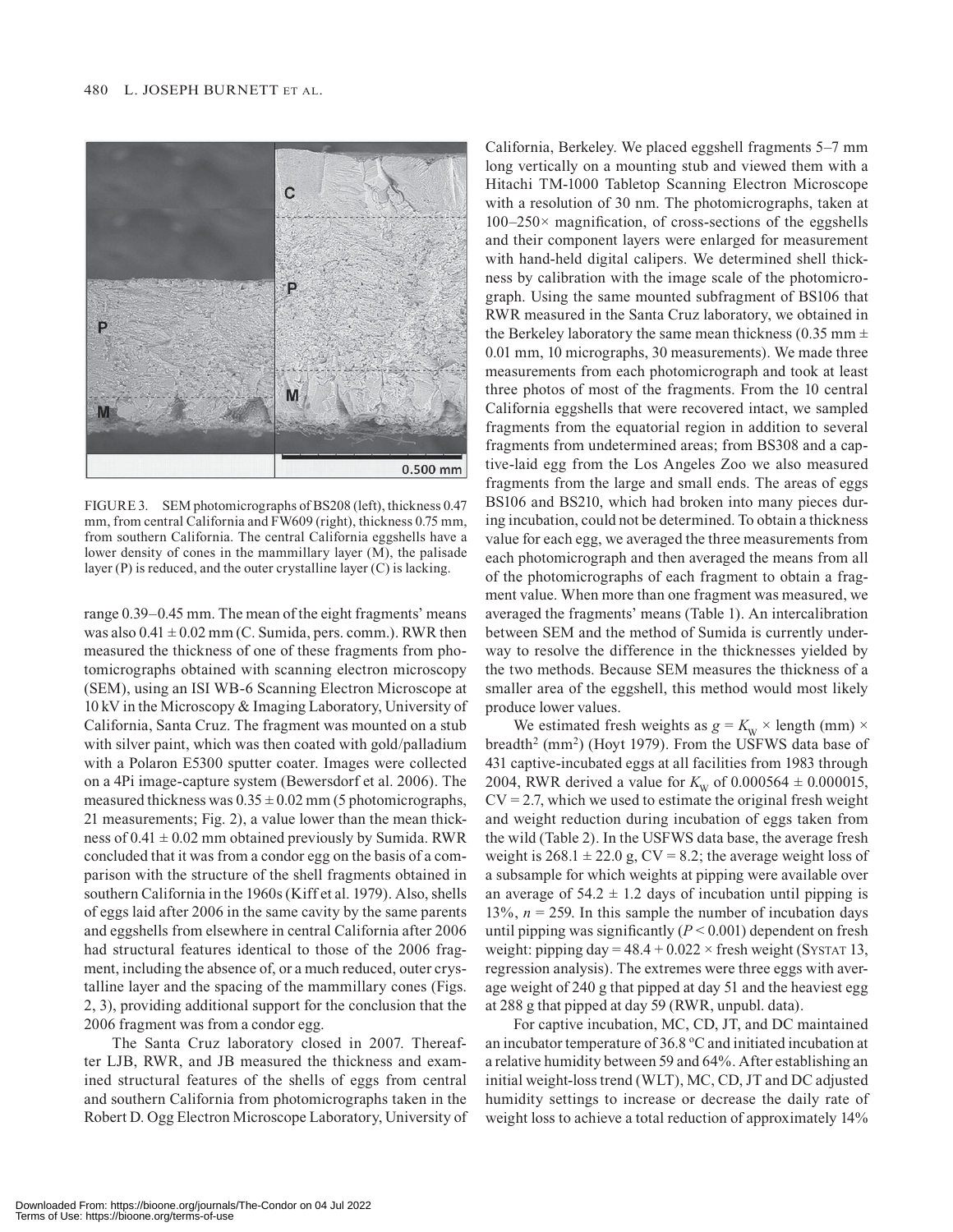FIGURE 3. SEM photomicrographs of BS208 (left), thickness 0.47 mm, from central California and FW609 (right), thickness 0.75 mm, from southern California. The central California eggshells have a lower density of cones in the mammillary layer (M), the palisade layer (P) is reduced, and the outer crystalline layer (C) is lacking.

range 0.39–0.45 mm. The mean of the eight fragments' means was also 0.41 ± 0.02 mm (C. Sumida, pers. comm.). RWR then measured the thickness of one of these fragments from photomicrographs obtained with scanning electron microscopy (SEM), using an ISI WB-6 Scanning Electron Microscope at 10 kV in the Microscopy & Imaging Laboratory, University of California, Santa Cruz. The fragment was mounted on a stub with silver paint, which was then coated with gold/palladium with a Polaron E5300 sputter coater. Images were collected on a 4Pi image-capture system (Bewersdorf et al. 2006). The measured thickness was 0.35 ± 0.02 mm (5 photomicrographs, 21 measurements; Fig. 2), a value lower than the mean thickness of 0.41 ± 0.02 mm obtained previously by Sumida. RWR concluded that it was from a condor egg on the basis of a comparison with the structure of the shell fragments obtained in southern California in the 1960s (Kiff et al. 1979). Also, shells of eggs laid after 2006 in the same cavity by the same parents and eggshells from elsewhere in central California after 2006 had structural features identical to those of the 2006 fragment, including the absence of, or a much reduced, outer crystalline layer and the spacing of the mammillary cones (Figs. 2, 3), providing additional support for the conclusion that the 2006 fragment was from a condor egg.

The Santa Cruz laboratory closed in 2007. Thereafter LJB, RWR, and JB measured the thickness and examined structural features of the shells of eggs from central and southern California from photomicrographs taken in the Robert D. Ogg Electron Microscope Laboratory, University of California, Berkeley. We placed eggshell fragments 5–7 mm long vertically on a mounting stub and viewed them with a Hitachi TM-1000 Tabletop Scanning Electron Microscope with a resolution of 30 nm. The photomicrographs, taken at 100–250× magnification, of cross-sections of the eggshells and their component layers were enlarged for measurement with hand-held digital calipers. We determined shell thickness by calibration with the image scale of the photomicrograph. Using the same mounted subfragment of BS106 that RWR measured in the Santa Cruz laboratory, we obtained in the Berkeley laboratory the same mean thickness (0.35 mm ± 0.01 mm, 10 micrographs, 30 measurements). We made three measurements from each photomicrograph and took at least three photos of most of the fragments. From the 10 central California eggshells that were recovered intact, we sampled fragments from the equatorial region in addition to several fragments from undetermined areas; from BS308 and a captive-laid egg from the Los Angeles Zoo we also measured fragments from the large and small ends. The areas of eggs BS106 and BS210, which had broken into many pieces during incubation, could not be determined. To obtain a thickness value for each egg, we averaged the three measurements from each photomicrograph and then averaged the means from all of the photomicrographs of each fragment to obtain a fragment value. When more than one fragment was measured, we averaged the fragments' means (Table 1). An intercalibration between SEM and the method of Sumida is currently underway to resolve the difference in the thicknesses yielded by the two methods. Because SEM measures the thickness of a smaller area of the eggshell, this method would most likely produce lower values.

We estimated fresh weights as $g = K_W \times$ length (mm) × breadth$^2$ (mm$^2$) (Hoyt 1979). From the USFWS data base of 431 captive-incubated eggs at all facilities from 1983 through 2004, RWR derived a value for $K_W$ of 0.000564 ± 0.000015, CV = 2.7, which we used to estimate the original fresh weight and weight reduction during incubation of eggs taken from the wild (Table 2). In the USFWS data base, the average fresh weight is 268.1 ± 22.0 g, CV = 8.2; the average weight loss of a subsample for which weights at pipping were available over an average of 54.2 ± 1.2 days of incubation until pipping is 13%, $n = 259$. In this sample the number of incubation days until pipping was significantly ($P < 0.001$) dependent on fresh weight: pipping day = 48.4 + 0.022 × fresh weight (Systat 13, regression analysis). The extremes were three eggs with average weight of 240 g that pipped at day 51 and the heaviest egg at 288 g that pipped at day 59 (RWR, unpubl. data).

For captive incubation, MC, CD, JT, and DC maintained an incubator temperature of 36.8 °C and initiated incubation at a relative humidity between 59 and 64%. After establishing an initial weight-loss trend (WLT), MC, CD, JT and DC adjusted humidity settings to increase or decrease the daily rate of weight loss to achieve a total reduction of approximately 14%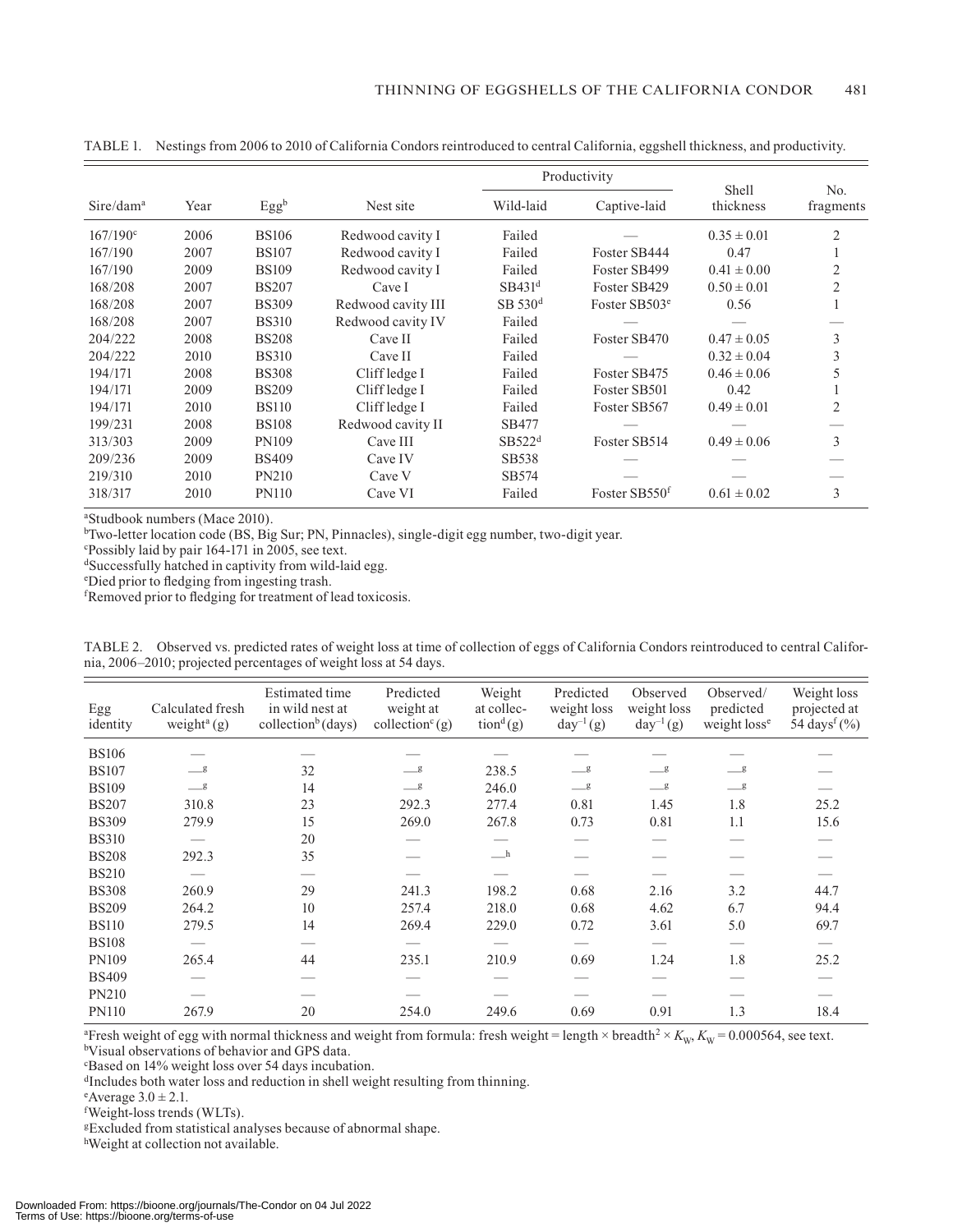TABLE 1. Nestings from 2006 to 2010 of California Condors reintroduced to central California, eggshell thickness, and productivity.

| Sire/dam[a] | Year | Egg[b] | Nest site | Productivity | | Shell thickness | No. fragments |
|---|---|---|---|---|---|---|---|
| | | | | Wild-laid | Captive-laid | | |
| 167/190[c] | 2006 | BS106 | Redwood cavity I | Failed | — | 0.35 ± 0.01 | 2 |
| 167/190 | 2007 | BS107 | Redwood cavity I | Failed | Foster SB444 | 0.47 | 1 |
| 167/190 | 2009 | BS109 | Redwood cavity I | Failed | Foster SB499 | 0.41 ± 0.00 | 2 |
| 168/208 | 2007 | BS207 | Cave I | SB431[d] | Foster SB429 | 0.50 ± 0.01 | 2 |
| 168/208 | 2007 | BS309 | Redwood cavity III | SB 530[d] | Foster SB503[e] | 0.56 | 1 |
| 168/208 | 2007 | BS310 | Redwood cavity IV | Failed | — | — | — |
| 204/222 | 2008 | BS208 | Cave II | Failed | Foster SB470 | 0.47 ± 0.05 | 3 |
| 204/222 | 2010 | BS310 | Cave II | Failed | — | 0.32 ± 0.04 | 3 |
| 194/171 | 2008 | BS308 | Cliff ledge I | Failed | Foster SB475 | 0.46 ± 0.06 | 5 |
| 194/171 | 2009 | BS209 | Cliff ledge I | Failed | Foster SB501 | 0.42 | 1 |
| 194/171 | 2010 | BS110 | Cliff ledge I | Failed | Foster SB567 | 0.49 ± 0.01 | 2 |
| 199/231 | 2008 | BS108 | Redwood cavity II | SB477 | — | — | — |
| 313/303 | 2009 | PN109 | Cave III | SB522[d] | Foster SB514 | 0.49 ± 0.06 | 3 |
| 209/236 | 2009 | BS409 | Cave IV | SB538 | — | — | — |
| 219/310 | 2010 | PN210 | Cave V | SB574 | — | — | — |
| 318/317 | 2010 | PN110 | Cave VI | Failed | Foster SB550[f] | 0.61 ± 0.02 | 3 |

[a]Studbook numbers (Mace 2010).
[b]Two-letter location code (BS, Big Sur; PN, Pinnacles), single-digit egg number, two-digit year.
[c]Possibly laid by pair 164-171 in 2005, see text.
[d]Successfully hatched in captivity from wild-laid egg.
[e]Died prior to fledging from ingesting trash.
[f]Removed prior to fledging for treatment of lead toxicosis.

TABLE 2. Observed vs. predicted rates of weight loss at time of collection of eggs of California Condors reintroduced to central California, 2006–2010; projected percentages of weight loss at 54 days.

| Egg identity | Calculated fresh weight[a] (g) | Estimated time in wild nest at collection[b] (days) | Predicted weight at collection[c] (g) | Weight at collection[d] (g) | Predicted weight loss $day^{-1}$ (g) | Observed weight loss $day^{-1}$ (g) | Observed/predicted weight loss[e] | Weight loss projected at 54 days[f] (%) |
|---|---|---|---|---|---|---|---|---|
| BS106 | — | — | — | — | — | — | — | — |
| BS107 | —[g] | 32 | —[g] | 238.5 | —[g] | —[g] | —[g] | — |
| BS109 | —[g] | 14 | —[g] | 246.0 | —[g] | —[g] | —[g] | — |
| BS207 | 310.8 | 23 | 292.3 | 277.4 | 0.81 | 1.45 | 1.8 | 25.2 |
| BS309 | 279.9 | 15 | 269.0 | 267.8 | 0.73 | 0.81 | 1.1 | 15.6 |
| BS310 | — | 20 | — | — | — | — | — | — |
| BS208 | 292.3 | 35 | — | —[h] | — | — | — | — |
| BS210 | — | — | — | — | — | — | — | — |
| BS308 | 260.9 | 29 | 241.3 | 198.2 | 0.68 | 2.16 | 3.2 | 44.7 |
| BS209 | 264.2 | 10 | 257.4 | 218.0 | 0.68 | 4.62 | 6.7 | 94.4 |
| BS110 | 279.5 | 14 | 269.4 | 229.0 | 0.72 | 3.61 | 5.0 | 69.7 |
| BS108 | — | — | — | — | — | — | — | — |
| PN109 | 265.4 | 44 | 235.1 | 210.9 | 0.69 | 1.24 | 1.8 | 25.2 |
| BS409 | — | — | — | — | — | — | — | — |
| PN210 | — | — | — | — | — | — | — | — |
| PN110 | 267.9 | 20 | 254.0 | 249.6 | 0.69 | 0.91 | 1.3 | 18.4 |

[a]Fresh weight of egg with normal thickness and weight from formula: fresh weight = length × breadth$^2$ × $K_W$, $K_W$ = 0.000564, see text.
[b]Visual observations of behavior and GPS data.
[c]Based on 14% weight loss over 54 days incubation.
[d]Includes both water loss and reduction in shell weight resulting from thinning.
[e]Average 3.0 ± 2.1.
[f]Weight-loss trends (WLTs).
[g]Excluded from statistical analyses because of abnormal shape.
[h]Weight at collection not available.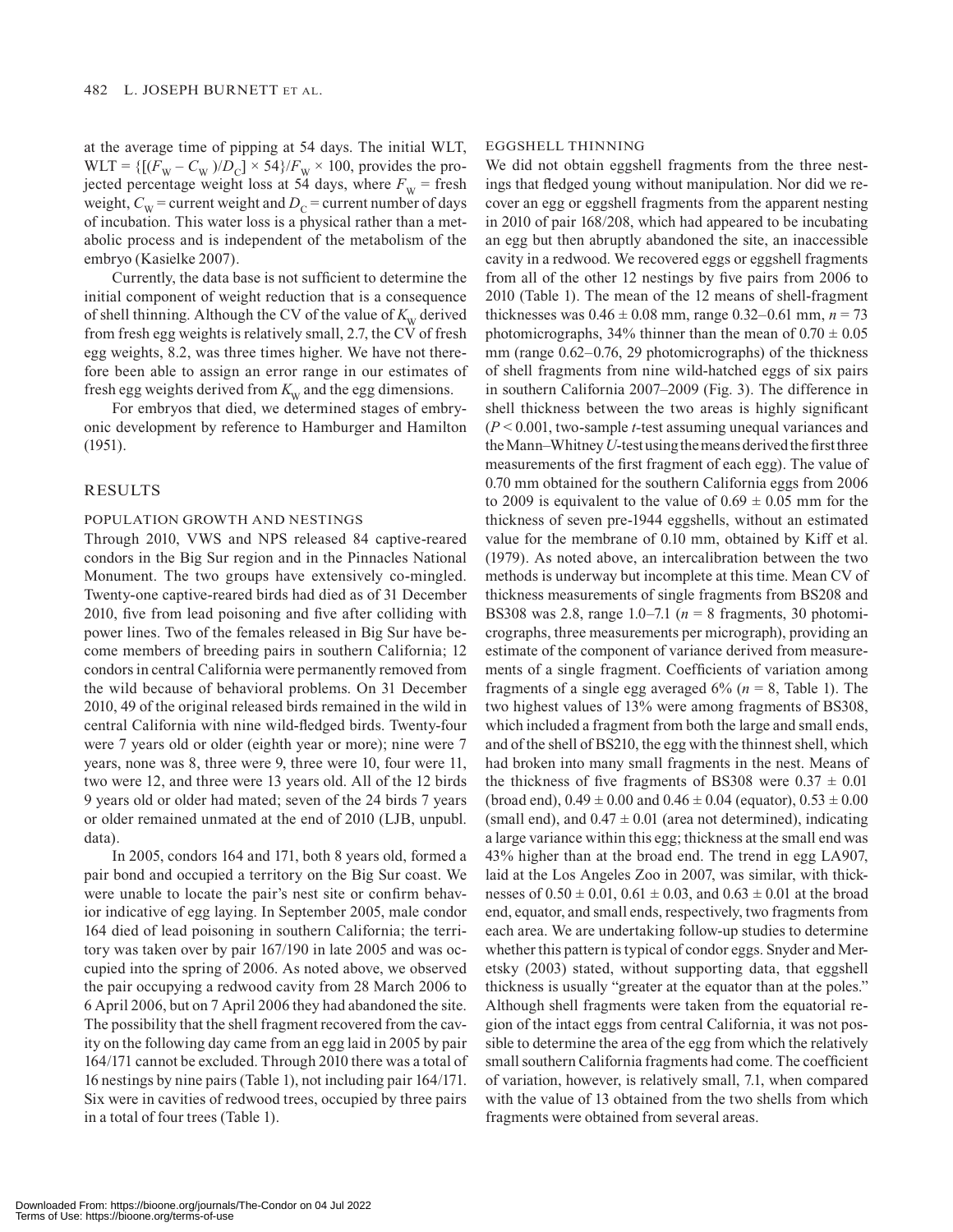at the average time of pipping at 54 days. The initial WLT, $WLT = \{[(F_W - C_W)/D_C] \times 54\}/F_W \times 100$, provides the projected percentage weight loss at 54 days, where $F_W$ = fresh weight, $C_W$ = current weight and $D_C$ = current number of days of incubation. This water loss is a physical rather than a metabolic process and is independent of the metabolism of the embryo (Kasielke 2007).

Currently, the data base is not sufficient to determine the initial component of weight reduction that is a consequence of shell thinning. Although the CV of the value of $K_W$ derived from fresh egg weights is relatively small, 2.7, the CV of fresh egg weights, 8.2, was three times higher. We have not therefore been able to assign an error range in our estimates of fresh egg weights derived from $K_W$ and the egg dimensions.

For embryos that died, we determined stages of embryonic development by reference to Hamburger and Hamilton (1951).

## RESULTS

### POPULATION GROWTH AND NESTINGS

Through 2010, VWS and NPS released 84 captive-reared condors in the Big Sur region and in the Pinnacles National Monument. The two groups have extensively co-mingled. Twenty-one captive-reared birds had died as of 31 December 2010, five from lead poisoning and five after colliding with power lines. Two of the females released in Big Sur have become members of breeding pairs in southern California; 12 condors in central California were permanently removed from the wild because of behavioral problems. On 31 December 2010, 49 of the original released birds remained in the wild in central California with nine wild-fledged birds. Twenty-four were 7 years old or older (eighth year or more); nine were 7 years, none was 8, three were 9, three were 10, four were 11, two were 12, and three were 13 years old. All of the 12 birds 9 years old or older had mated; seven of the 24 birds 7 years or older remained unmated at the end of 2010 (LJB, unpubl. data).

In 2005, condors 164 and 171, both 8 years old, formed a pair bond and occupied a territory on the Big Sur coast. We were unable to locate the pair's nest site or confirm behavior indicative of egg laying. In September 2005, male condor 164 died of lead poisoning in southern California; the territory was taken over by pair 167/190 in late 2005 and was occupied into the spring of 2006. As noted above, we observed the pair occupying a redwood cavity from 28 March 2006 to 6 April 2006, but on 7 April 2006 they had abandoned the site. The possibility that the shell fragment recovered from the cavity on the following day came from an egg laid in 2005 by pair 164/171 cannot be excluded. Through 2010 there was a total of 16 nestings by nine pairs (Table 1), not including pair 164/171. Six were in cavities of redwood trees, occupied by three pairs in a total of four trees (Table 1).

### EGGSHELL THINNING

We did not obtain eggshell fragments from the three nestings that fledged young without manipulation. Nor did we recover an egg or eggshell fragments from the apparent nesting in 2010 of pair 168/208, which had appeared to be incubating an egg but then abruptly abandoned the site, an inaccessible cavity in a redwood. We recovered eggs or eggshell fragments from all of the other 12 nestings by five pairs from 2006 to 2010 (Table 1). The mean of the 12 means of shell-fragment thicknesses was $0.46 \pm 0.08$ mm, range 0.32–0.61 mm, $n = 73$ photomicrographs, 34% thinner than the mean of $0.70 \pm 0.05$ mm (range 0.62–0.76, 29 photomicrographs) of the thickness of shell fragments from nine wild-hatched eggs of six pairs in southern California 2007–2009 (Fig. 3). The difference in shell thickness between the two areas is highly significant ($P < 0.001$, two-sample *t*-test assuming unequal variances and the Mann–Whitney *U*-test using the means derived the first three measurements of the first fragment of each egg). The value of 0.70 mm obtained for the southern California eggs from 2006 to 2009 is equivalent to the value of $0.69 \pm 0.05$ mm for the thickness of seven pre-1944 eggshells, without an estimated value for the membrane of 0.10 mm, obtained by Kiff et al. (1979). As noted above, an intercalibration between the two methods is underway but incomplete at this time. Mean CV of thickness measurements of single fragments from BS208 and BS308 was 2.8, range 1.0–7.1 ($n = 8$ fragments, 30 photomicrographs, three measurements per micrograph), providing an estimate of the component of variance derived from measurements of a single fragment. Coefficients of variation among fragments of a single egg averaged 6% ($n = 8$, Table 1). The two highest values of 13% were among fragments of BS308, which included a fragment from both the large and small ends, and of the shell of BS210, the egg with the thinnest shell, which had broken into many small fragments in the nest. Means of the thickness of five fragments of BS308 were $0.37 \pm 0.01$ (broad end), $0.49 \pm 0.00$ and $0.46 \pm 0.04$ (equator), $0.53 \pm 0.00$ (small end), and $0.47 \pm 0.01$ (area not determined), indicating a large variance within this egg; thickness at the small end was 43% higher than at the broad end. The trend in egg LA907, laid at the Los Angeles Zoo in 2007, was similar, with thicknesses of $0.50 \pm 0.01$, $0.61 \pm 0.03$, and $0.63 \pm 0.01$ at the broad end, equator, and small ends, respectively, two fragments from each area. We are undertaking follow-up studies to determine whether this pattern is typical of condor eggs. Snyder and Meretsky (2003) stated, without supporting data, that eggshell thickness is usually "greater at the equator than at the poles." Although shell fragments were taken from the equatorial region of the intact eggs from central California, it was not possible to determine the area of the egg from which the relatively small southern California fragments had come. The coefficient of variation, however, is relatively small, 7.1, when compared with the value of 13 obtained from the two shells from which fragments were obtained from several areas.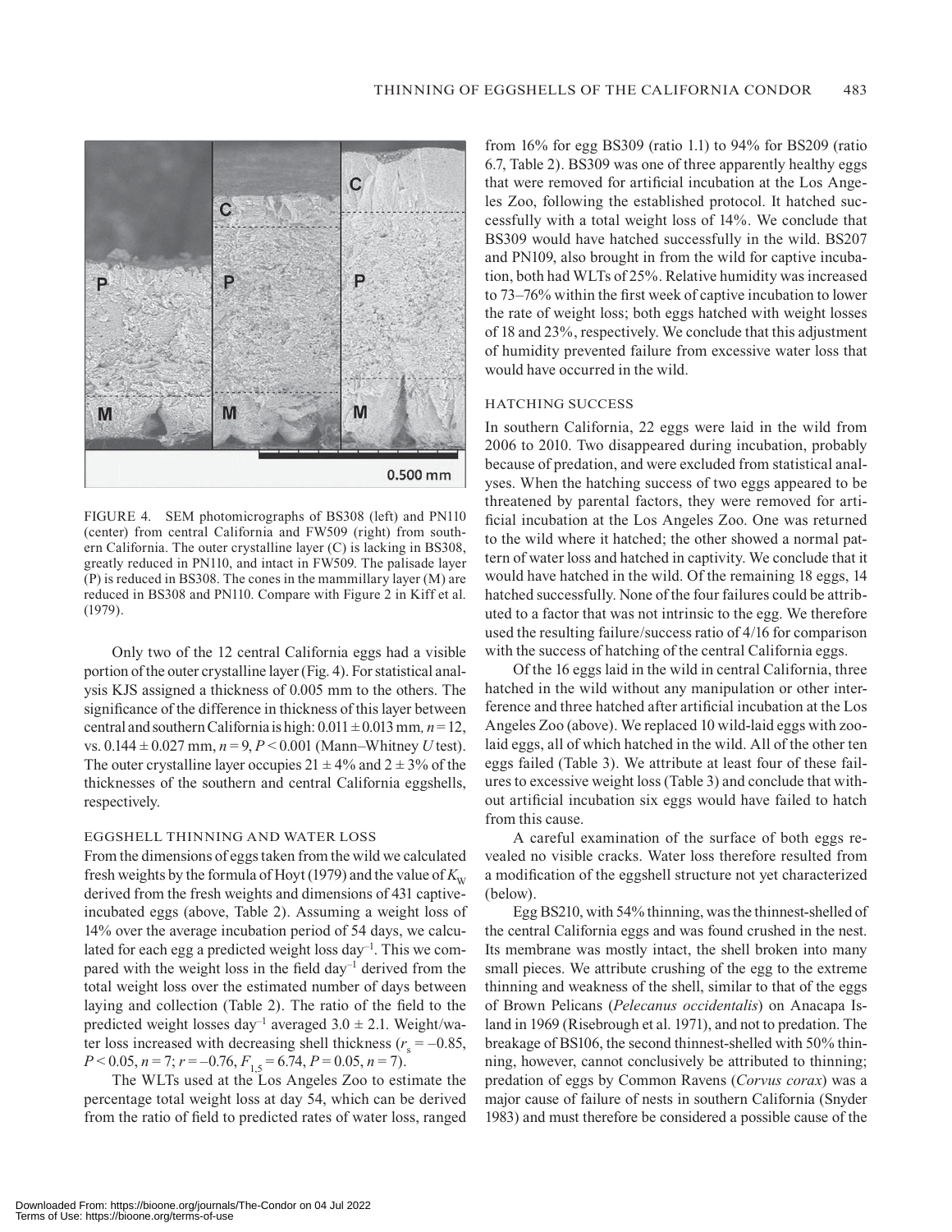FIGURE 4. SEM photomicrographs of BS308 (left) and PN110 (center) from central California and FW509 (right) from southern California. The outer crystalline layer (C) is lacking in BS308, greatly reduced in PN110, and intact in FW509. The palisade layer (P) is reduced in BS308. The cones in the mammillary layer (M) are reduced in BS308 and PN110. Compare with Figure 2 in Kiff et al. (1979).

Only two of the 12 central California eggs had a visible portion of the outer crystalline layer (Fig. 4). For statistical analysis KJS assigned a thickness of 0.005 mm to the others. The significance of the difference in thickness of this layer between central and southern California is high: $0.011 \pm 0.013$ mm, $n = 12$, vs. $0.144 \pm 0.027$ mm, $n = 9$, $P < 0.001$ (Mann–Whitney $U$ test). The outer crystalline layer occupies $21 \pm 4\%$ and $2 \pm 3\%$ of the thicknesses of the southern and central California eggshells, respectively.

### EGGSHELL THINNING AND WATER LOSS

From the dimensions of eggs taken from the wild we calculated fresh weights by the formula of Hoyt (1979) and the value of $K_W$ derived from the fresh weights and dimensions of 431 captive-incubated eggs (above, Table 2). Assuming a weight loss of 14% over the average incubation period of 54 days, we calculated for each egg a predicted weight loss day$^{-1}$. This we compared with the weight loss in the field day$^{-1}$ derived from the total weight loss over the estimated number of days between laying and collection (Table 2). The ratio of the field to the predicted weight losses day$^{-1}$ averaged $3.0 \pm 2.1$. Weight/water loss increased with decreasing shell thickness ($r_s = -0.85$, $P < 0.05$, $n = 7$; $r = -0.76$, $F_{1,5} = 6.74$, $P = 0.05$, $n = 7$).

The WLTs used at the Los Angeles Zoo to estimate the percentage total weight loss at day 54, which can be derived from the ratio of field to predicted rates of water loss, ranged from 16% for egg BS309 (ratio 1.1) to 94% for BS209 (ratio 6.7, Table 2). BS309 was one of three apparently healthy eggs that were removed for artificial incubation at the Los Angeles Zoo, following the established protocol. It hatched successfully with a total weight loss of 14%. We conclude that BS309 would have hatched successfully in the wild. BS207 and PN109, also brought in from the wild for captive incubation, both had WLTs of 25%. Relative humidity was increased to 73–76% within the first week of captive incubation to lower the rate of weight loss; both eggs hatched with weight losses of 18 and 23%, respectively. We conclude that this adjustment of humidity prevented failure from excessive water loss that would have occurred in the wild.

### HATCHING SUCCESS

In southern California, 22 eggs were laid in the wild from 2006 to 2010. Two disappeared during incubation, probably because of predation, and were excluded from statistical analyses. When the hatching success of two eggs appeared to be threatened by parental factors, they were removed for artificial incubation at the Los Angeles Zoo. One was returned to the wild where it hatched; the other showed a normal pattern of water loss and hatched in captivity. We conclude that it would have hatched in the wild. Of the remaining 18 eggs, 14 hatched successfully. None of the four failures could be attributed to a factor that was not intrinsic to the egg. We therefore used the resulting failure/success ratio of 4/16 for comparison with the success of hatching of the central California eggs.

Of the 16 eggs laid in the wild in central California, three hatched in the wild without any manipulation or other interference and three hatched after artificial incubation at the Los Angeles Zoo (above). We replaced 10 wild-laid eggs with zoo-laid eggs, all of which hatched in the wild. All of the other ten eggs failed (Table 3). We attribute at least four of these failures to excessive weight loss (Table 3) and conclude that without artificial incubation six eggs would have failed to hatch from this cause.

A careful examination of the surface of both eggs revealed no visible cracks. Water loss therefore resulted from a modification of the eggshell structure not yet characterized (below).

Egg BS210, with 54% thinning, was the thinnest-shelled of the central California eggs and was found crushed in the nest. Its membrane was mostly intact, the shell broken into many small pieces. We attribute crushing of the egg to the extreme thinning and weakness of the shell, similar to that of the eggs of Brown Pelicans (*Pelecanus occidentalis*) on Anacapa Island in 1969 (Risebrough et al. 1971), and not to predation. The breakage of BS106, the second thinnest-shelled with 50% thinning, however, cannot conclusively be attributed to thinning; predation of eggs by Common Ravens (*Corvus corax*) was a major cause of failure of nests in southern California (Snyder 1983) and must therefore be considered a possible cause of the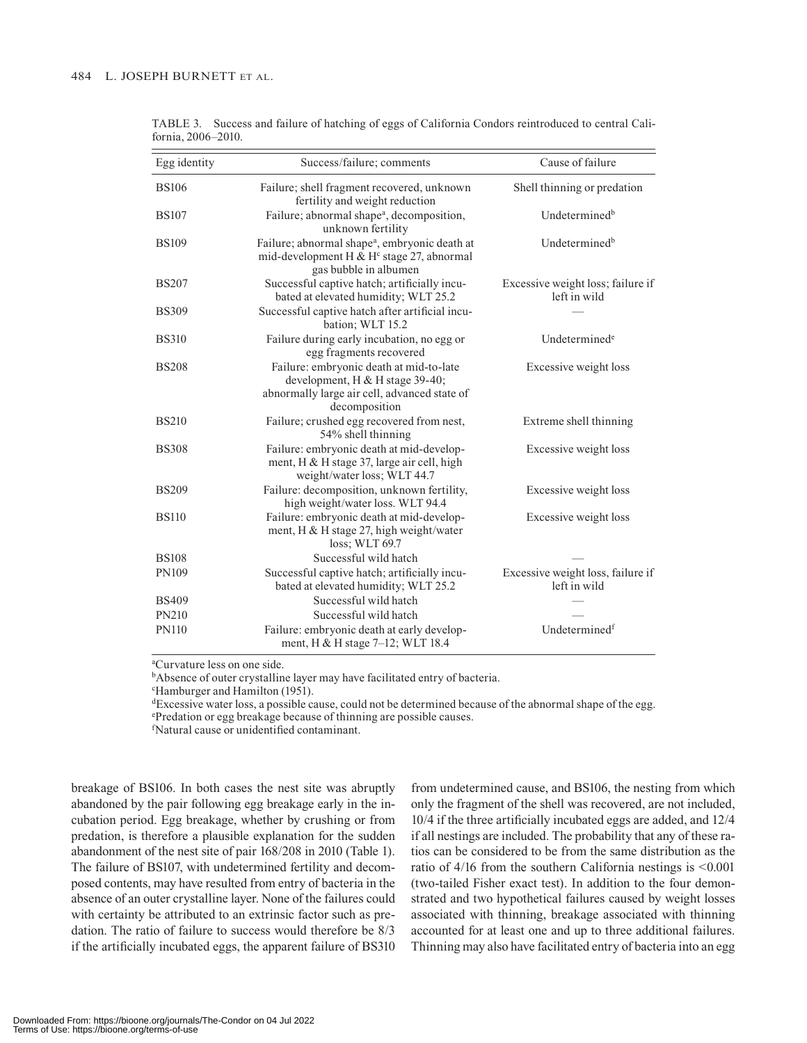TABLE 3. Success and failure of hatching of eggs of California Condors reintroduced to central California, 2006–2010.

| Egg identity | Success/failure; comments | Cause of failure |
|---|---|---|
| BS106 | Failure; shell fragment recovered, unknown fertility and weight reduction | Shell thinning or predation |
| BS107 | Failure; abnormal shape[a], decomposition, unknown fertility | Undetermined[b] |
| BS109 | Failure; abnormal shape[a], embryonic death at mid-development H & H[c] stage 27, abnormal gas bubble in albumen | Undetermined[b] |
| BS207 | Successful captive hatch; artificially incubated at elevated humidity; WLT 25.2 | Excessive weight loss; failure if left in wild |
| BS309 | Successful captive hatch after artificial incubation; WLT 15.2 | — |
| BS310 | Failure during early incubation, no egg or egg fragments recovered | Undetermined[e] |
| BS208 | Failure: embryonic death at mid-to-late development, H & H stage 39-40; abnormally large air cell, advanced state of decomposition | Excessive weight loss |
| BS210 | Failure; crushed egg recovered from nest, 54% shell thinning | Extreme shell thinning |
| BS308 | Failure: embryonic death at mid-development, H & H stage 37, large air cell, high weight/water loss; WLT 44.7 | Excessive weight loss |
| BS209 | Failure: decomposition, unknown fertility, high weight/water loss. WLT 94.4 | Excessive weight loss |
| BS110 | Failure: embryonic death at mid-development, H & H stage 27, high weight/water loss; WLT 69.7 | Excessive weight loss |
| BS108 | Successful wild hatch | — |
| PN109 | Successful captive hatch; artificially incubated at elevated humidity; WLT 25.2 | Excessive weight loss, failure if left in wild |
| BS409 | Successful wild hatch | — |
| PN210 | Successful wild hatch | — |
| PN110 | Failure: embryonic death at early development, H & H stage 7–12; WLT 18.4 | Undetermined[f] |

[a]Curvature less on one side.
[b]Absence of outer crystalline layer may have facilitated entry of bacteria.
[c]Hamburger and Hamilton (1951).
[d]Excessive water loss, a possible cause, could not be determined because of the abnormal shape of the egg.
[e]Predation or egg breakage because of thinning are possible causes.
[f]Natural cause or unidentified contaminant.

breakage of BS106. In both cases the nest site was abruptly abandoned by the pair following egg breakage early in the incubation period. Egg breakage, whether by crushing or from predation, is therefore a plausible explanation for the sudden abandonment of the nest site of pair 168/208 in 2010 (Table 1). The failure of BS107, with undetermined fertility and decomposed contents, may have resulted from entry of bacteria in the absence of an outer crystalline layer. None of the failures could with certainty be attributed to an extrinsic factor such as predation. The ratio of failure to success would therefore be 8/3 if the artificially incubated eggs, the apparent failure of BS310 from undetermined cause, and BS106, the nesting from which only the fragment of the shell was recovered, are not included, 10/4 if the three artificially incubated eggs are added, and 12/4 if all nestings are included. The probability that any of these ratios can be considered to be from the same distribution as the ratio of 4/16 from the southern California nestings is $<0.001$ (two-tailed Fisher exact test). In addition to the four demonstrated and two hypothetical failures caused by weight losses associated with thinning, breakage associated with thinning accounted for at least one and up to three additional failures. Thinning may also have facilitated entry of bacteria into an egg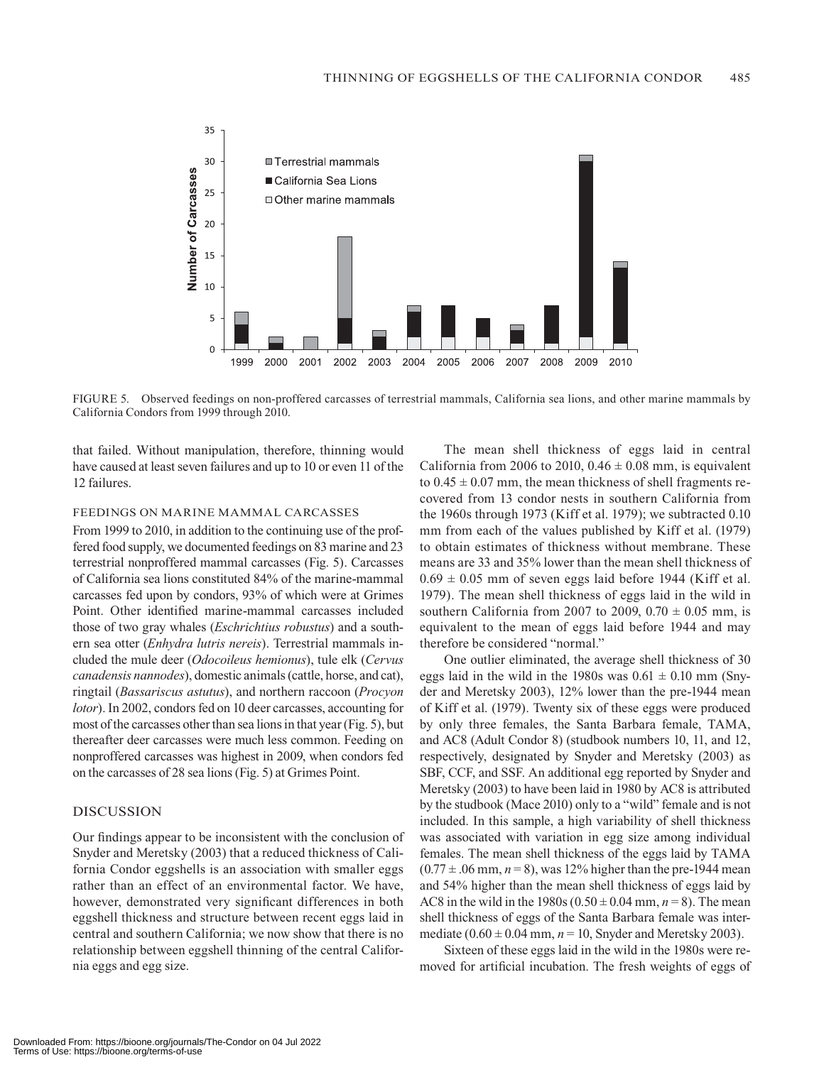FIGURE 5. Observed feedings on non-proffered carcasses of terrestrial mammals, California sea lions, and other marine mammals by California Condors from 1999 through 2010.

that failed. Without manipulation, therefore, thinning would have caused at least seven failures and up to 10 or even 11 of the 12 failures.

### FEEDINGS ON MARINE MAMMAL CARCASSES

From 1999 to 2010, in addition to the continuing use of the proffered food supply, we documented feedings on 83 marine and 23 terrestrial nonproffered mammal carcasses (Fig. 5). Carcasses of California sea lions constituted 84% of the marine-mammal carcasses fed upon by condors, 93% of which were at Grimes Point. Other identified marine-mammal carcasses included those of two gray whales (*Eschrichtius robustus*) and a southern sea otter (*Enhydra lutris nereis*). Terrestrial mammals included the mule deer (*Odocoileus hemionus*), tule elk (*Cervus canadensis nannodes*), domestic animals (cattle, horse, and cat), ringtail (*Bassariscus astutus*), and northern raccoon (*Procyon lotor*). In 2002, condors fed on 10 deer carcasses, accounting for most of the carcasses other than sea lions in that year (Fig. 5), but thereafter deer carcasses were much less common. Feeding on nonproffered carcasses was highest in 2009, when condors fed on the carcasses of 28 sea lions (Fig. 5) at Grimes Point.

## DISCUSSION

Our findings appear to be inconsistent with the conclusion of Snyder and Meretsky (2003) that a reduced thickness of California Condor eggshells is an association with smaller eggs rather than an effect of an environmental factor. We have, however, demonstrated very significant differences in both eggshell thickness and structure between recent eggs laid in central and southern California; we now show that there is no relationship between eggshell thinning of the central California eggs and egg size.

The mean shell thickness of eggs laid in central California from 2006 to 2010, $0.46 \pm 0.08$ mm, is equivalent to $0.45 \pm 0.07$ mm, the mean thickness of shell fragments recovered from 13 condor nests in southern California from the 1960s through 1973 (Kiff et al. 1979); we subtracted 0.10 mm from each of the values published by Kiff et al. (1979) to obtain estimates of thickness without membrane. These means are 33 and 35% lower than the mean shell thickness of $0.69 \pm 0.05$ mm of seven eggs laid before 1944 (Kiff et al. 1979). The mean shell thickness of eggs laid in the wild in southern California from 2007 to 2009, $0.70 \pm 0.05$ mm, is equivalent to the mean of eggs laid before 1944 and may therefore be considered "normal."

One outlier eliminated, the average shell thickness of 30 eggs laid in the wild in the 1980s was $0.61 \pm 0.10$ mm (Snyder and Meretsky 2003), 12% lower than the pre-1944 mean of Kiff et al. (1979). Twenty six of these eggs were produced by only three females, the Santa Barbara female, TAMA, and AC8 (Adult Condor 8) (studbook numbers 10, 11, and 12, respectively, designated by Snyder and Meretsky (2003) as SBF, CCF, and SSF. An additional egg reported by Snyder and Meretsky (2003) to have been laid in 1980 by AC8 is attributed by the studbook (Mace 2010) only to a "wild" female and is not included. In this sample, a high variability of shell thickness was associated with variation in egg size among individual females. The mean shell thickness of the eggs laid by TAMA ($0.77 \pm .06$ mm, $n = 8$), was 12% higher than the pre-1944 mean and 54% higher than the mean shell thickness of eggs laid by AC8 in the wild in the 1980s ($0.50 \pm 0.04$ mm, $n = 8$). The mean shell thickness of eggs of the Santa Barbara female was intermediate ($0.60 \pm 0.04$ mm, $n = 10$, Snyder and Meretsky 2003).

Sixteen of these eggs laid in the wild in the 1980s were removed for artificial incubation. The fresh weights of eggs of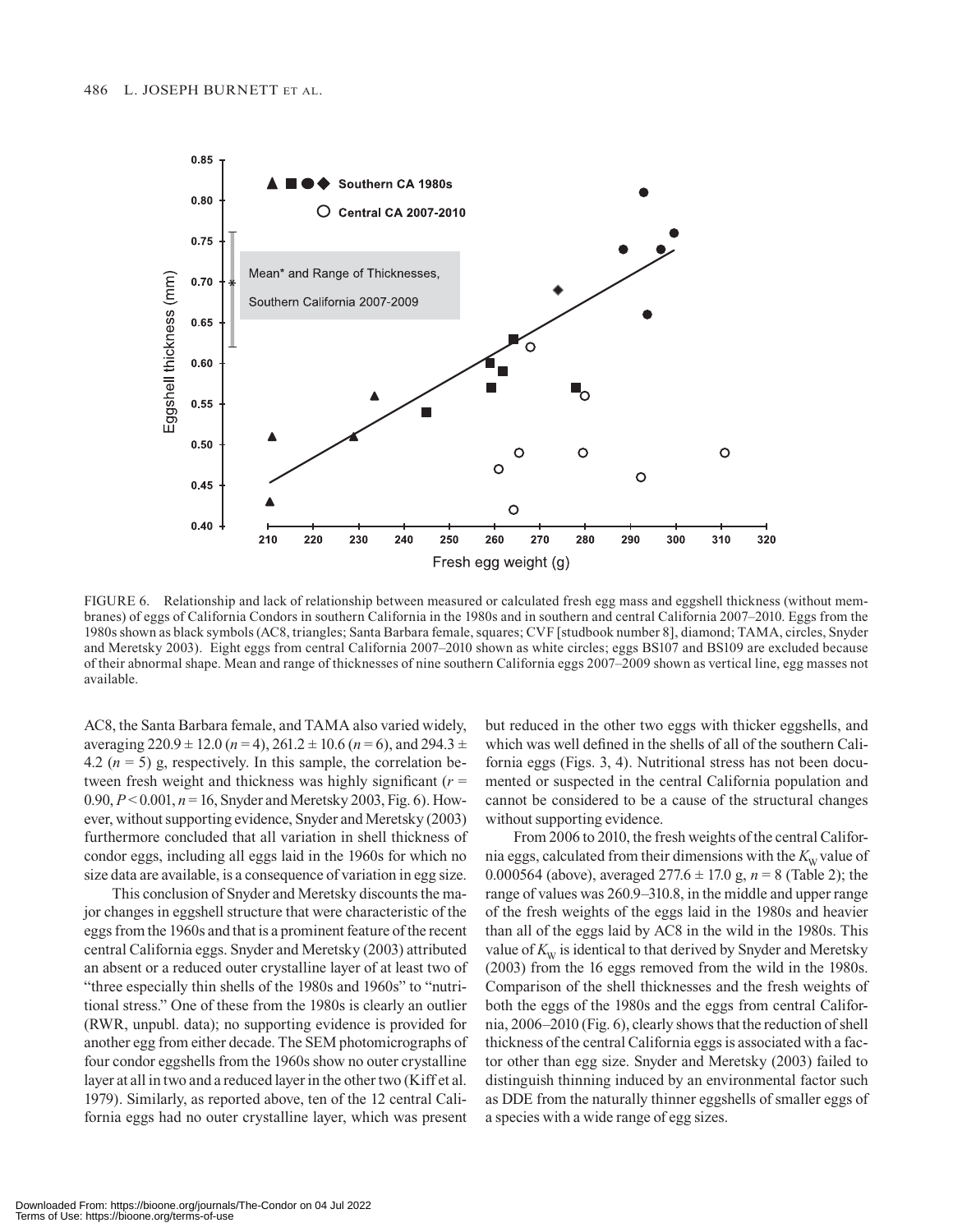FIGURE 6. Relationship and lack of relationship between measured or calculated fresh egg mass and eggshell thickness (without membranes) of eggs of California Condors in southern California in the 1980s and in southern and central California 2007–2010. Eggs from the 1980s shown as black symbols (AC8, triangles; Santa Barbara female, squares; CVF [studbook number 8], diamond; TAMA, circles, Snyder and Meretsky 2003). Eight eggs from central California 2007–2010 shown as white circles; eggs BS107 and BS109 are excluded because of their abnormal shape. Mean and range of thicknesses of nine southern California eggs 2007–2009 shown as vertical line, egg masses not available.

AC8, the Santa Barbara female, and TAMA also varied widely, averaging 220.9 ± 12.0 ($n$ = 4), 261.2 ± 10.6 ($n$ = 6), and 294.3 ± 4.2 ($n$ = 5) g, respectively. In this sample, the correlation between fresh weight and thickness was highly significant ($r$ = 0.90, $P < 0.001$, $n$ = 16, Snyder and Meretsky 2003, Fig. 6). However, without supporting evidence, Snyder and Meretsky (2003) furthermore concluded that all variation in shell thickness of condor eggs, including all eggs laid in the 1960s for which no size data are available, is a consequence of variation in egg size.

This conclusion of Snyder and Meretsky discounts the major changes in eggshell structure that were characteristic of the eggs from the 1960s and that is a prominent feature of the recent central California eggs. Snyder and Meretsky (2003) attributed an absent or a reduced outer crystalline layer of at least two of "three especially thin shells of the 1980s and 1960s" to "nutritional stress." One of these from the 1980s is clearly an outlier (RWR, unpubl. data); no supporting evidence is provided for another egg from either decade. The SEM photomicrographs of four condor eggshells from the 1960s show no outer crystalline layer at all in two and a reduced layer in the other two (Kiff et al. 1979). Similarly, as reported above, ten of the 12 central California eggs had no outer crystalline layer, which was present but reduced in the other two eggs with thicker eggshells, and which was well defined in the shells of all of the southern California eggs (Figs. 3, 4). Nutritional stress has not been documented or suspected in the central California population and cannot be considered to be a cause of the structural changes without supporting evidence.

From 2006 to 2010, the fresh weights of the central California eggs, calculated from their dimensions with the $K_W$ value of 0.000564 (above), averaged 277.6 ± 17.0 g, $n$ = 8 (Table 2); the range of values was 260.9–310.8, in the middle and upper range of the fresh weights of the eggs laid in the 1980s and heavier than all of the eggs laid by AC8 in the wild in the 1980s. This value of $K_W$ is identical to that derived by Snyder and Meretsky (2003) from the 16 eggs removed from the wild in the 1980s. Comparison of the shell thicknesses and the fresh weights of both the eggs of the 1980s and the eggs from central California, 2006–2010 (Fig. 6), clearly shows that the reduction of shell thickness of the central California eggs is associated with a factor other than egg size. Snyder and Meretsky (2003) failed to distinguish thinning induced by an environmental factor such as DDE from the naturally thinner eggshells of smaller eggs of a species with a wide range of egg sizes.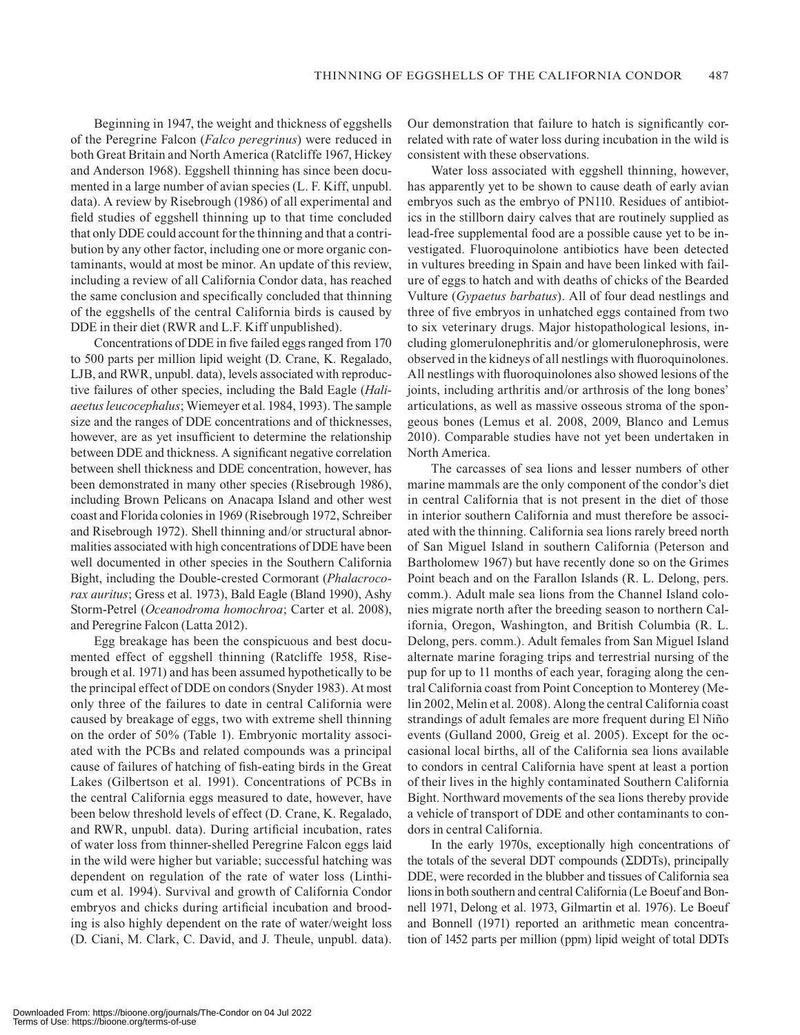Beginning in 1947, the weight and thickness of eggshells of the Peregrine Falcon (*Falco peregrinus*) were reduced in both Great Britain and North America (Ratcliffe 1967, Hickey and Anderson 1968). Eggshell thinning has since been documented in a large number of avian species (L. F. Kiff, unpubl. data). A review by Risebrough (1986) of all experimental and field studies of eggshell thinning up to that time concluded that only DDE could account for the thinning and that a contribution by any other factor, including one or more organic contaminants, would at most be minor. An update of this review, including a review of all California Condor data, has reached the same conclusion and specifically concluded that thinning of the eggshells of the central California birds is caused by DDE in their diet (RWR and L.F. Kiff unpublished).

Concentrations of DDE in five failed eggs ranged from 170 to 500 parts per million lipid weight (D. Crane, K. Regalado, LJB, and RWR, unpubl. data), levels associated with reproductive failures of other species, including the Bald Eagle (*Haliaeetus leucocephalus*; Wiemeyer et al. 1984, 1993). The sample size and the ranges of DDE concentrations and of thicknesses, however, are as yet insufficient to determine the relationship between DDE and thickness. A significant negative correlation between shell thickness and DDE concentration, however, has been demonstrated in many other species (Risebrough 1986), including Brown Pelicans on Anacapa Island and other west coast and Florida colonies in 1969 (Risebrough 1972, Schreiber and Risebrough 1972). Shell thinning and/or structural abnormalities associated with high concentrations of DDE have been well documented in other species in the Southern California Bight, including the Double-crested Cormorant (*Phalacrocorax auritus*; Gress et al. 1973), Bald Eagle (Bland 1990), Ashy Storm-Petrel (*Oceanodroma homochroa*; Carter et al. 2008), and Peregrine Falcon (Latta 2012).

Egg breakage has been the conspicuous and best documented effect of eggshell thinning (Ratcliffe 1958, Risebrough et al. 1971) and has been assumed hypothetically to be the principal effect of DDE on condors (Snyder 1983). At most only three of the failures to date in central California were caused by breakage of eggs, two with extreme shell thinning on the order of 50% (Table 1). Embryonic mortality associated with the PCBs and related compounds was a principal cause of failures of hatching of fish-eating birds in the Great Lakes (Gilbertson et al. 1991). Concentrations of PCBs in the central California eggs measured to date, however, have been below threshold levels of effect (D. Crane, K. Regalado, and RWR, unpubl. data). During artificial incubation, rates of water loss from thinner-shelled Peregrine Falcon eggs laid in the wild were higher but variable; successful hatching was dependent on regulation of the rate of water loss (Linthicum et al. 1994). Survival and growth of California Condor embryos and chicks during artificial incubation and brooding is also highly dependent on the rate of water/weight loss (D. Ciani, M. Clark, C. David, and J. Theule, unpubl. data). Our demonstration that failure to hatch is significantly correlated with rate of water loss during incubation in the wild is consistent with these observations.

Water loss associated with eggshell thinning, however, has apparently yet to be shown to cause death of early avian embryos such as the embryo of PN110. Residues of antibiotics in the stillborn dairy calves that are routinely supplied as lead-free supplemental food are a possible cause yet to be investigated. Fluoroquinolone antibiotics have been detected in vultures breeding in Spain and have been linked with failure of eggs to hatch and with deaths of chicks of the Bearded Vulture (*Gypaetus barbatus*). All of four dead nestlings and three of five embryos in unhatched eggs contained from two to six veterinary drugs. Major histopathological lesions, including glomerulonephritis and/or glomerulonephrosis, were observed in the kidneys of all nestlings with fluoroquinolones. All nestlings with fluoroquinolones also showed lesions of the joints, including arthritis and/or arthrosis of the long bones' articulations, as well as massive osseous stroma of the spongeous bones (Lemus et al. 2008, 2009, Blanco and Lemus 2010). Comparable studies have not yet been undertaken in North America.

The carcasses of sea lions and lesser numbers of other marine mammals are the only component of the condor's diet in central California that is not present in the diet of those in interior southern California and must therefore be associated with the thinning. California sea lions rarely breed north of San Miguel Island in southern California (Peterson and Bartholomew 1967) but have recently done so on the Grimes Point beach and on the Farallon Islands (R. L. Delong, pers. comm.). Adult male sea lions from the Channel Island colonies migrate north after the breeding season to northern California, Oregon, Washington, and British Columbia (R. L. Delong, pers. comm.). Adult females from San Miguel Island alternate marine foraging trips and terrestrial nursing of the pup for up to 11 months of each year, foraging along the central California coast from Point Conception to Monterey (Melin 2002, Melin et al. 2008). Along the central California coast strandings of adult females are more frequent during El Niño events (Gulland 2000, Greig et al. 2005). Except for the occasional local births, all of the California sea lions available to condors in central California have spent at least a portion of their lives in the highly contaminated Southern California Bight. Northward movements of the sea lions thereby provide a vehicle of transport of DDE and other contaminants to condors in central California.

In the early 1970s, exceptionally high concentrations of the totals of the several DDT compounds (ΣDDTs), principally DDE, were recorded in the blubber and tissues of California sea lions in both southern and central California (Le Boeuf and Bonnell 1971, Delong et al. 1973, Gilmartin et al. 1976). Le Boeuf and Bonnell (1971) reported an arithmetic mean concentration of 1452 parts per million (ppm) lipid weight of total DDTs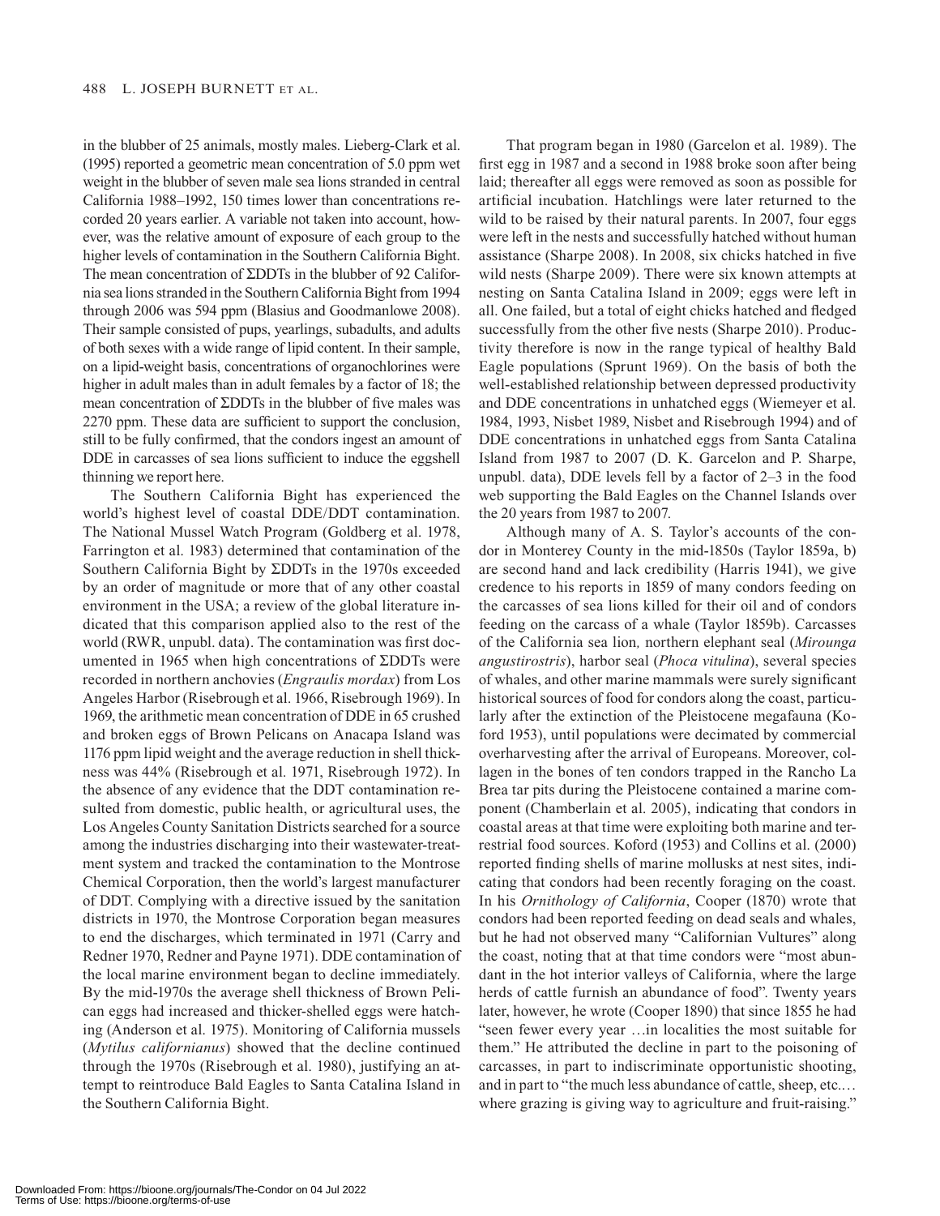in the blubber of 25 animals, mostly males. Lieberg-Clark et al. (1995) reported a geometric mean concentration of 5.0 ppm wet weight in the blubber of seven male sea lions stranded in central California 1988–1992, 150 times lower than concentrations recorded 20 years earlier. A variable not taken into account, however, was the relative amount of exposure of each group to the higher levels of contamination in the Southern California Bight. The mean concentration of ΣDDTs in the blubber of 92 California sea lions stranded in the Southern California Bight from 1994 through 2006 was 594 ppm (Blasius and Goodmanlowe 2008). Their sample consisted of pups, yearlings, subadults, and adults of both sexes with a wide range of lipid content. In their sample, on a lipid-weight basis, concentrations of organochlorines were higher in adult males than in adult females by a factor of 18; the mean concentration of ΣDDTs in the blubber of five males was 2270 ppm. These data are sufficient to support the conclusion, still to be fully confirmed, that the condors ingest an amount of DDE in carcasses of sea lions sufficient to induce the eggshell thinning we report here.

The Southern California Bight has experienced the world's highest level of coastal DDE/DDT contamination. The National Mussel Watch Program (Goldberg et al. 1978, Farrington et al. 1983) determined that contamination of the Southern California Bight by ΣDDTs in the 1970s exceeded by an order of magnitude or more that of any other coastal environment in the USA; a review of the global literature indicated that this comparison applied also to the rest of the world (RWR, unpubl. data). The contamination was first documented in 1965 when high concentrations of ΣDDTs were recorded in northern anchovies (*Engraulis mordax*) from Los Angeles Harbor (Risebrough et al. 1966, Risebrough 1969). In 1969, the arithmetic mean concentration of DDE in 65 crushed and broken eggs of Brown Pelicans on Anacapa Island was 1176 ppm lipid weight and the average reduction in shell thickness was 44% (Risebrough et al. 1971, Risebrough 1972). In the absence of any evidence that the DDT contamination resulted from domestic, public health, or agricultural uses, the Los Angeles County Sanitation Districts searched for a source among the industries discharging into their wastewater-treatment system and tracked the contamination to the Montrose Chemical Corporation, then the world's largest manufacturer of DDT. Complying with a directive issued by the sanitation districts in 1970, the Montrose Corporation began measures to end the discharges, which terminated in 1971 (Carry and Redner 1970, Redner and Payne 1971). DDE contamination of the local marine environment began to decline immediately. By the mid-1970s the average shell thickness of Brown Pelican eggs had increased and thicker-shelled eggs were hatching (Anderson et al. 1975). Monitoring of California mussels (*Mytilus californianus*) showed that the decline continued through the 1970s (Risebrough et al. 1980), justifying an attempt to reintroduce Bald Eagles to Santa Catalina Island in the Southern California Bight.

That program began in 1980 (Garcelon et al. 1989). The first egg in 1987 and a second in 1988 broke soon after being laid; thereafter all eggs were removed as soon as possible for artificial incubation. Hatchlings were later returned to the wild to be raised by their natural parents. In 2007, four eggs were left in the nests and successfully hatched without human assistance (Sharpe 2008). In 2008, six chicks hatched in five wild nests (Sharpe 2009). There were six known attempts at nesting on Santa Catalina Island in 2009; eggs were left in all. One failed, but a total of eight chicks hatched and fledged successfully from the other five nests (Sharpe 2010). Productivity therefore is now in the range typical of healthy Bald Eagle populations (Sprunt 1969). On the basis of both the well-established relationship between depressed productivity and DDE concentrations in unhatched eggs (Wiemeyer et al. 1984, 1993, Nisbet 1989, Nisbet and Risebrough 1994) and of DDE concentrations in unhatched eggs from Santa Catalina Island from 1987 to 2007 (D. K. Garcelon and P. Sharpe, unpubl. data), DDE levels fell by a factor of 2–3 in the food web supporting the Bald Eagles on the Channel Islands over the 20 years from 1987 to 2007.

Although many of A. S. Taylor's accounts of the condor in Monterey County in the mid-1850s (Taylor 1859a, b) are second hand and lack credibility (Harris 1941), we give credence to his reports in 1859 of many condors feeding on the carcasses of sea lions killed for their oil and of condors feeding on the carcass of a whale (Taylor 1859b). Carcasses of the California sea lion, northern elephant seal (*Mirounga angustirostris*), harbor seal (*Phoca vitulina*), several species of whales, and other marine mammals were surely significant historical sources of food for condors along the coast, particularly after the extinction of the Pleistocene megafauna (Koford 1953), until populations were decimated by commercial overharvesting after the arrival of Europeans. Moreover, collagen in the bones of ten condors trapped in the Rancho La Brea tar pits during the Pleistocene contained a marine component (Chamberlain et al. 2005), indicating that condors in coastal areas at that time were exploiting both marine and terrestrial food sources. Koford (1953) and Collins et al. (2000) reported finding shells of marine mollusks at nest sites, indicating that condors had been recently foraging on the coast. In his *Ornithology of California*, Cooper (1870) wrote that condors had been reported feeding on dead seals and whales, but he had not observed many "Californian Vultures" along the coast, noting that at that time condors were "most abundant in the hot interior valleys of California, where the large herds of cattle furnish an abundance of food". Twenty years later, however, he wrote (Cooper 1890) that since 1855 he had "seen fewer every year …in localities the most suitable for them." He attributed the decline in part to the poisoning of carcasses, in part to indiscriminate opportunistic shooting, and in part to "the much less abundance of cattle, sheep, etc.… where grazing is giving way to agriculture and fruit-raising."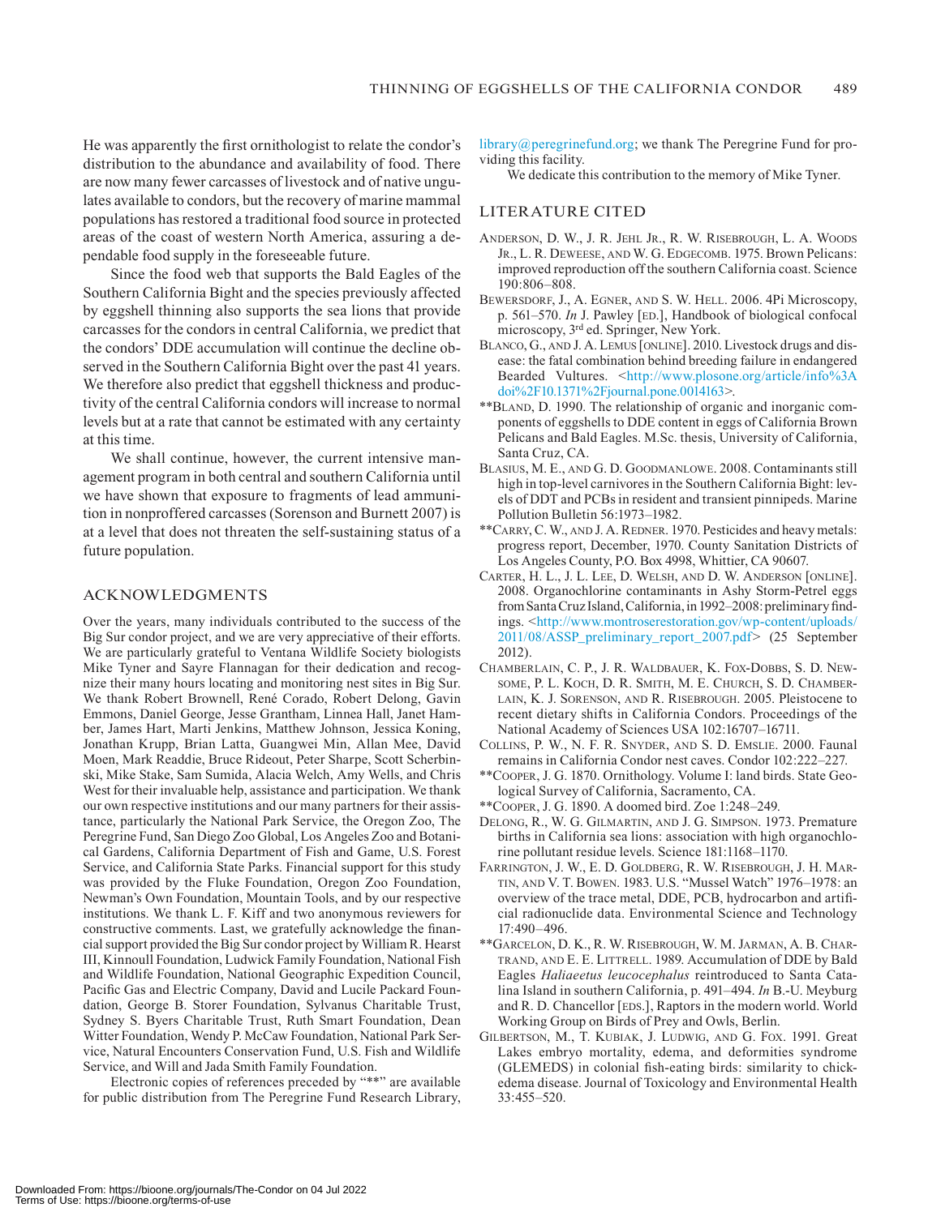He was apparently the first ornithologist to relate the condor's distribution to the abundance and availability of food. There are now many fewer carcasses of livestock and of native ungulates available to condors, but the recovery of marine mammal populations has restored a traditional food source in protected areas of the coast of western North America, assuring a dependable food supply in the foreseeable future.

Since the food web that supports the Bald Eagles of the Southern California Bight and the species previously affected by eggshell thinning also supports the sea lions that provide carcasses for the condors in central California, we predict that the condors' DDE accumulation will continue the decline observed in the Southern California Bight over the past 41 years. We therefore also predict that eggshell thickness and productivity of the central California condors will increase to normal levels but at a rate that cannot be estimated with any certainty at this time.

We shall continue, however, the current intensive management program in both central and southern California until we have shown that exposure to fragments of lead ammunition in nonproffered carcasses (Sorenson and Burnett 2007) is at a level that does not threaten the self-sustaining status of a future population.

## ACKNOWLEDGMENTS

Over the years, many individuals contributed to the success of the Big Sur condor project, and we are very appreciative of their efforts. We are particularly grateful to Ventana Wildlife Society biologists Mike Tyner and Sayre Flannagan for their dedication and recognize their many hours locating and monitoring nest sites in Big Sur. We thank Robert Brownell, René Corado, Robert Delong, Gavin Emmons, Daniel George, Jesse Grantham, Linnea Hall, Janet Hamber, James Hart, Marti Jenkins, Matthew Johnson, Jessica Koning, Jonathan Krupp, Brian Latta, Guangwei Min, Allan Mee, David Moen, Mark Readdie, Bruce Rideout, Peter Sharpe, Scott Scherbinski, Mike Stake, Sam Sumida, Alacia Welch, Amy Wells, and Chris West for their invaluable help, assistance and participation. We thank our own respective institutions and our many partners for their assistance, particularly the National Park Service, the Oregon Zoo, The Peregrine Fund, San Diego Zoo Global, Los Angeles Zoo and Botanical Gardens, California Department of Fish and Game, U.S. Forest Service, and California State Parks. Financial support for this study was provided by the Fluke Foundation, Oregon Zoo Foundation, Newman's Own Foundation, Mountain Tools, and by our respective institutions. We thank L. F. Kiff and two anonymous reviewers for constructive comments. Last, we gratefully acknowledge the financial support provided the Big Sur condor project by William R. Hearst III, Kinnoull Foundation, Ludwick Family Foundation, National Fish and Wildlife Foundation, National Geographic Expedition Council, Pacific Gas and Electric Company, David and Lucile Packard Foundation, George B. Storer Foundation, Sylvanus Charitable Trust, Sydney S. Byers Charitable Trust, Ruth Smart Foundation, Dean Witter Foundation, Wendy P. McCaw Foundation, National Park Service, Natural Encounters Conservation Fund, U.S. Fish and Wildlife Service, and Will and Jada Smith Family Foundation.

Electronic copies of references preceded by "**" are available for public distribution from The Peregrine Fund Research Library, library@peregrinefund.org; we thank The Peregrine Fund for providing this facility.

We dedicate this contribution to the memory of Mike Tyner.

## LITERATURE CITED

Anderson, D. W., J. R. Jehl Jr., R. W. Risebrough, L. A. Woods Jr., L. R. Deweese, and W. G. Edgecomb. 1975. Brown Pelicans: improved reproduction off the southern California coast. Science 190:806–808.

Bewersdorf, J., A. Egner, and S. W. Hell. 2006. 4Pi Microscopy, p. 561–570. *In* J. Pawley [ed.], Handbook of biological confocal microscopy, 3rd ed. Springer, New York.

Blanco, G., and J. A. Lemus [online]. 2010. Livestock drugs and disease: the fatal combination behind breeding failure in endangered Bearded Vultures. <http://www.plosone.org/article/info%3Adoi%2F10.1371%2Fjournal.pone.0014163>.

**Bland, D. 1990. The relationship of organic and inorganic components of eggshells to DDE content in eggs of California Brown Pelicans and Bald Eagles. M.Sc. thesis, University of California, Santa Cruz, CA.

Blasius, M. E., and G. D. Goodmanlowe. 2008. Contaminants still high in top-level carnivores in the Southern California Bight: levels of DDT and PCBs in resident and transient pinnipeds. Marine Pollution Bulletin 56:1973–1982.

**Carry, C. W., and J. A. Redner. 1970. Pesticides and heavy metals: progress report, December, 1970. County Sanitation Districts of Los Angeles County, P.O. Box 4998, Whittier, CA 90607.

Carter, H. L., J. L. Lee, D. Welsh, and D. W. Anderson [online]. 2008. Organochlorine contaminants in Ashy Storm-Petrel eggs from Santa Cruz Island, California, in 1992–2008: preliminary findings. <http://www.montroserestoration.gov/wp-content/uploads/2011/08/ASSP_preliminary_report_2007.pdf> (25 September 2012).

Chamberlain, C. P., J. R. Waldbauer, K. Fox-Dobbs, S. D. Newsome, P. L. Koch, D. R. Smith, M. E. Church, S. D. Chamberlain, K. J. Sorenson, and R. Risebrough. 2005. Pleistocene to recent dietary shifts in California Condors. Proceedings of the National Academy of Sciences USA 102:16707–16711.

Collins, P. W., N. F. R. Snyder, and S. D. Emslie. 2000. Faunal remains in California Condor nest caves. Condor 102:222–227.

**Cooper, J. G. 1870. Ornithology. Volume I: land birds. State Geological Survey of California, Sacramento, CA.

**Cooper, J. G. 1890. A doomed bird. Zoe 1:248–249.

Delong, R., W. G. Gilmartin, and J. G. Simpson. 1973. Premature births in California sea lions: association with high organochlorine pollutant residue levels. Science 181:1168–1170.

Farrington, J. W., E. D. Goldberg, R. W. Risebrough, J. H. Martin, and V. T. Bowen. 1983. U.S. "Mussel Watch" 1976–1978: an overview of the trace metal, DDE, PCB, hydrocarbon and artificial radionuclide data. Environmental Science and Technology 17:490–496.

**Garcelon, D. K., R. W. Risebrough, W. M. Jarman, A. B. Chartrand, and E. E. Littrell. 1989. Accumulation of DDE by Bald Eagles *Haliaeetus leucocephalus* reintroduced to Santa Catalina Island in southern California, p. 491–494. *In* B.-U. Meyburg and R. D. Chancellor [eds.], Raptors in the modern world. World Working Group on Birds of Prey and Owls, Berlin.

Gilbertson, M., T. Kubiak, J. Ludwig, and G. Fox. 1991. Great Lakes embryo mortality, edema, and deformities syndrome (GLEMEDS) in colonial fish-eating birds: similarity to chick-edema disease. Journal of Toxicology and Environmental Health 33:455–520.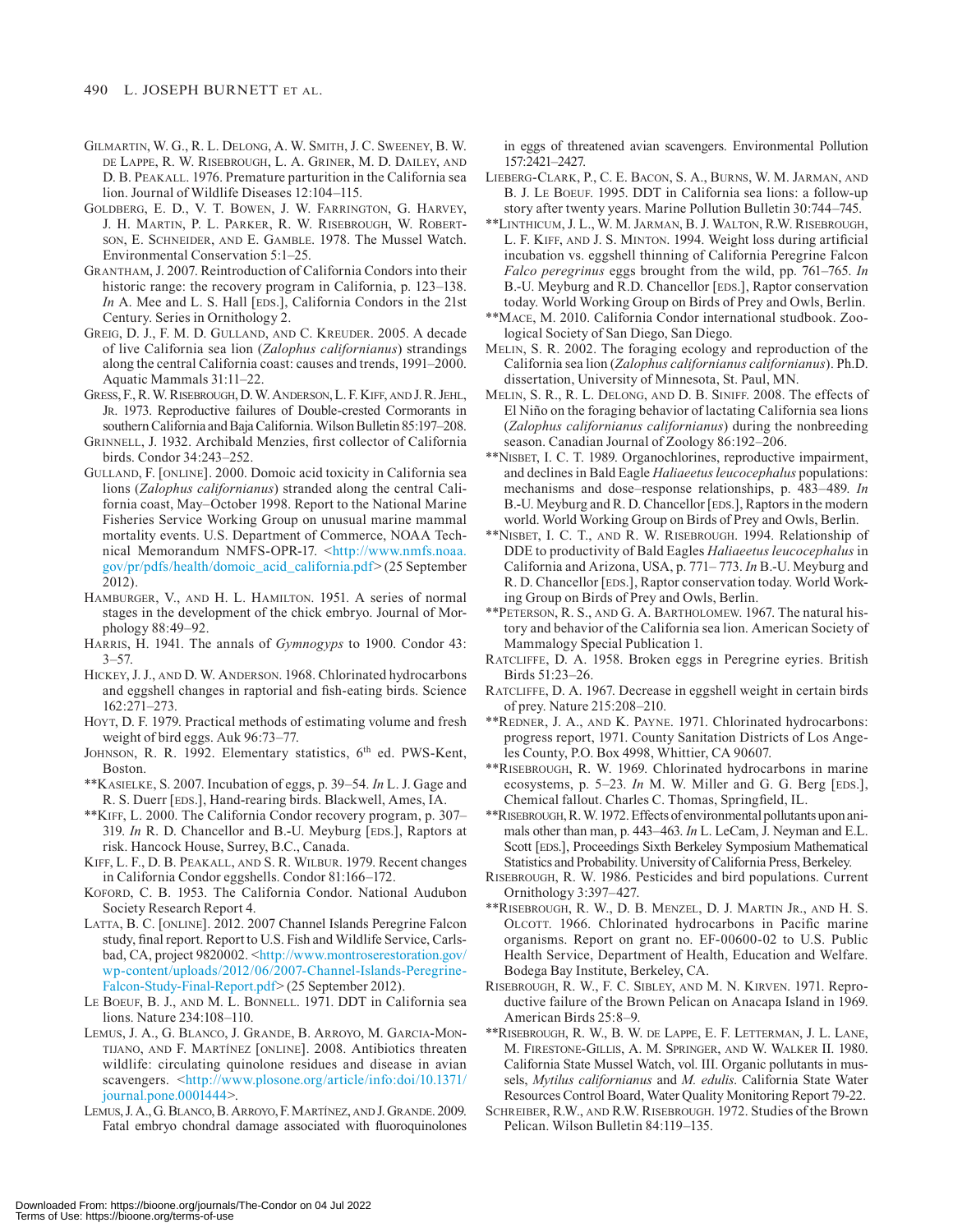Gilmartin, W. G., R. L. DeLong, A. W. Smith, J. C. Sweeney, B. W. de Lappe, R. W. Risebrough, L. A. Griner, M. D. Dailey, and D. B. Peakall. 1976. Premature parturition in the California sea lion. Journal of Wildlife Diseases 12:104–115.

Goldberg, E. D., V. T. Bowen, J. W. Farrington, G. Harvey, J. H. Martin, P. L. Parker, R. W. Risebrough, W. Robertson, E. Schneider, and E. Gamble. 1978. The Mussel Watch. Environmental Conservation 5:1–25.

Grantham, J. 2007. Reintroduction of California Condors into their historic range: the recovery program in California, p. 123–138. *In* A. Mee and L. S. Hall [eds.], California Condors in the 21st Century. Series in Ornithology 2.

Greig, D. J., F. M. D. Gulland, and C. Kreuder. 2005. A decade of live California sea lion (*Zalophus californianus*) strandings along the central California coast: causes and trends, 1991–2000. Aquatic Mammals 31:11–22.

Gress, F., R. W. Risebrough, D. W. Anderson, L. F. Kiff, and J. R. Jehl, Jr. 1973. Reproductive failures of Double-crested Cormorants in southern California and Baja California. Wilson Bulletin 85:197–208.

Grinnell, J. 1932. Archibald Menzies, first collector of California birds. Condor 34:243–252.

Gulland, F. [online]. 2000. Domoic acid toxicity in California sea lions (*Zalophus californianus*) stranded along the central California coast, May–October 1998. Report to the National Marine Fisheries Service Working Group on unusual marine mammal mortality events. U.S. Department of Commerce, NOAA Technical Memorandum NMFS-OPR-17. <http://www.nmfs.noaa.gov/pr/pdfs/health/domoic_acid_california.pdf> (25 September 2012).

Hamburger, V., and H. L. Hamilton. 1951. A series of normal stages in the development of the chick embryo. Journal of Morphology 88:49–92.

Harris, H. 1941. The annals of *Gymnogyps* to 1900. Condor 43: 3–57.

Hickey, J. J., and D. W. Anderson. 1968. Chlorinated hydrocarbons and eggshell changes in raptorial and fish-eating birds. Science 162:271–273.

Hoyt, D. F. 1979. Practical methods of estimating volume and fresh weight of bird eggs. Auk 96:73–77.

Johnson, R. R. 1992. Elementary statistics, 6th ed. PWS-Kent, Boston.

**Kasielke, S. 2007. Incubation of eggs, p. 39–54. *In* L. J. Gage and R. S. Duerr [eds.], Hand-rearing birds. Blackwell, Ames, IA.

**Kiff, L. 2000. The California Condor recovery program, p. 307–319. *In* R. D. Chancellor and B.-U. Meyburg [eds.], Raptors at risk. Hancock House, Surrey, B.C., Canada.

Kiff, L. F., D. B. Peakall, and S. R. Wilbur. 1979. Recent changes in California Condor eggshells. Condor 81:166–172.

Koford, C. B. 1953. The California Condor. National Audubon Society Research Report 4.

Latta, B. C. [online]. 2012. 2007 Channel Islands Peregrine Falcon study, final report. Report to U.S. Fish and Wildlife Service, Carlsbad, CA, project 9820002. <http://www.montroserestoration.gov/wp-content/uploads/2012/06/2007-Channel-Islands-Peregrine-Falcon-Study-Final-Report.pdf> (25 September 2012).

Le Boeuf, B. J., and M. L. Bonnell. 1971. DDT in California sea lions. Nature 234:108–110.

Lemus, J. A., G. Blanco, J. Grande, B. Arroyo, M. Garcia-Montijano, and F. Martínez [online]. 2008. Antibiotics threaten wildlife: circulating quinolone residues and disease in avian scavengers. <http://www.plosone.org/article/info:doi/10.1371/journal.pone.0001444>.

Lemus, J. A., G. Blanco, B. Arroyo, F. Martínez, and J. Grande. 2009. Fatal embryo chondral damage associated with fluoroquinolones in eggs of threatened avian scavengers. Environmental Pollution 157:2421–2427.

Lieberg-Clark, P., C. E. Bacon, S. A., Burns, W. M. Jarman, and B. J. Le Boeuf. 1995. DDT in California sea lions: a follow-up story after twenty years. Marine Pollution Bulletin 30:744–745.

**Linthicum, J. L., W. M. Jarman, B. J. Walton, R.W. Risebrough, L. F. Kiff, and J. S. Minton. 1994. Weight loss during artificial incubation vs. eggshell thinning of California Peregrine Falcon *Falco peregrinus* eggs brought from the wild, pp. 761–765. *In* B.-U. Meyburg and R.D. Chancellor [eds.], Raptor conservation today. World Working Group on Birds of Prey and Owls, Berlin.

**Mace, M. 2010. California Condor international studbook. Zoological Society of San Diego, San Diego.

Melin, S. R. 2002. The foraging ecology and reproduction of the California sea lion (*Zalophus californianus californianus*). Ph.D. dissertation, University of Minnesota, St. Paul, MN.

Melin, S. R., R. L. DeLong, and D. B. Siniff. 2008. The effects of El Niño on the foraging behavior of lactating California sea lions (*Zalophus californianus californianus*) during the nonbreeding season. Canadian Journal of Zoology 86:192–206.

**Nisbet, I. C. T. 1989. Organochlorines, reproductive impairment, and declines in Bald Eagle *Haliaeetus leucocephalus* populations: mechanisms and dose–response relationships, p. 483–489. *In* B.-U. Meyburg and R. D. Chancellor [eds.], Raptors in the modern world. World Working Group on Birds of Prey and Owls, Berlin.

**Nisbet, I. C. T., and R. W. Risebrough. 1994. Relationship of DDE to productivity of Bald Eagles *Haliaeetus leucocephalus* in California and Arizona, USA, p. 771– 773. *In* B.-U. Meyburg and R. D. Chancellor [eds.], Raptor conservation today. World Working Group on Birds of Prey and Owls, Berlin.

**Peterson, R. S., and G. A. Bartholomew. 1967. The natural history and behavior of the California sea lion. American Society of Mammalogy Special Publication 1.

Ratcliffe, D. A. 1958. Broken eggs in Peregrine eyries. British Birds 51:23–26.

Ratcliffe, D. A. 1967. Decrease in eggshell weight in certain birds of prey. Nature 215:208–210.

**Redner, J. A., and K. Payne. 1971. Chlorinated hydrocarbons: progress report, 1971. County Sanitation Districts of Los Angeles County, P.O. Box 4998, Whittier, CA 90607.

**Risebrough, R. W. 1969. Chlorinated hydrocarbons in marine ecosystems, p. 5–23. *In* M. W. Miller and G. G. Berg [eds.], Chemical fallout. Charles C. Thomas, Springfield, IL.

**Risebrough, R. W. 1972. Effects of environmental pollutants upon animals other than man, p. 443–463. *In* L. LeCam, J. Neyman and E.L. Scott [eds.], Proceedings Sixth Berkeley Symposium Mathematical Statistics and Probability. University of California Press, Berkeley.

Risebrough, R. W. 1986. Pesticides and bird populations. Current Ornithology 3:397–427.

**Risebrough, R. W., D. B. Menzel, D. J. Martin Jr., and H. S. Olcott. 1966. Chlorinated hydrocarbons in Pacific marine organisms. Report on grant no. EF-00600-02 to U.S. Public Health Service, Department of Health, Education and Welfare. Bodega Bay Institute, Berkeley, CA.

Risebrough, R. W., F. C. Sibley, and M. N. Kirven. 1971. Reproductive failure of the Brown Pelican on Anacapa Island in 1969. American Birds 25:8–9.

**Risebrough, R. W., B. W. de Lappe, E. F. Letterman, J. L. Lane, M. Firestone-Gillis, A. M. Springer, and W. Walker II. 1980. California State Mussel Watch, vol. III. Organic pollutants in mussels, *Mytilus californianus* and *M. edulis*. California State Water Resources Control Board, Water Quality Monitoring Report 79-22.

Schreiber, R.W., and R.W. Risebrough. 1972. Studies of the Brown Pelican. Wilson Bulletin 84:119–135.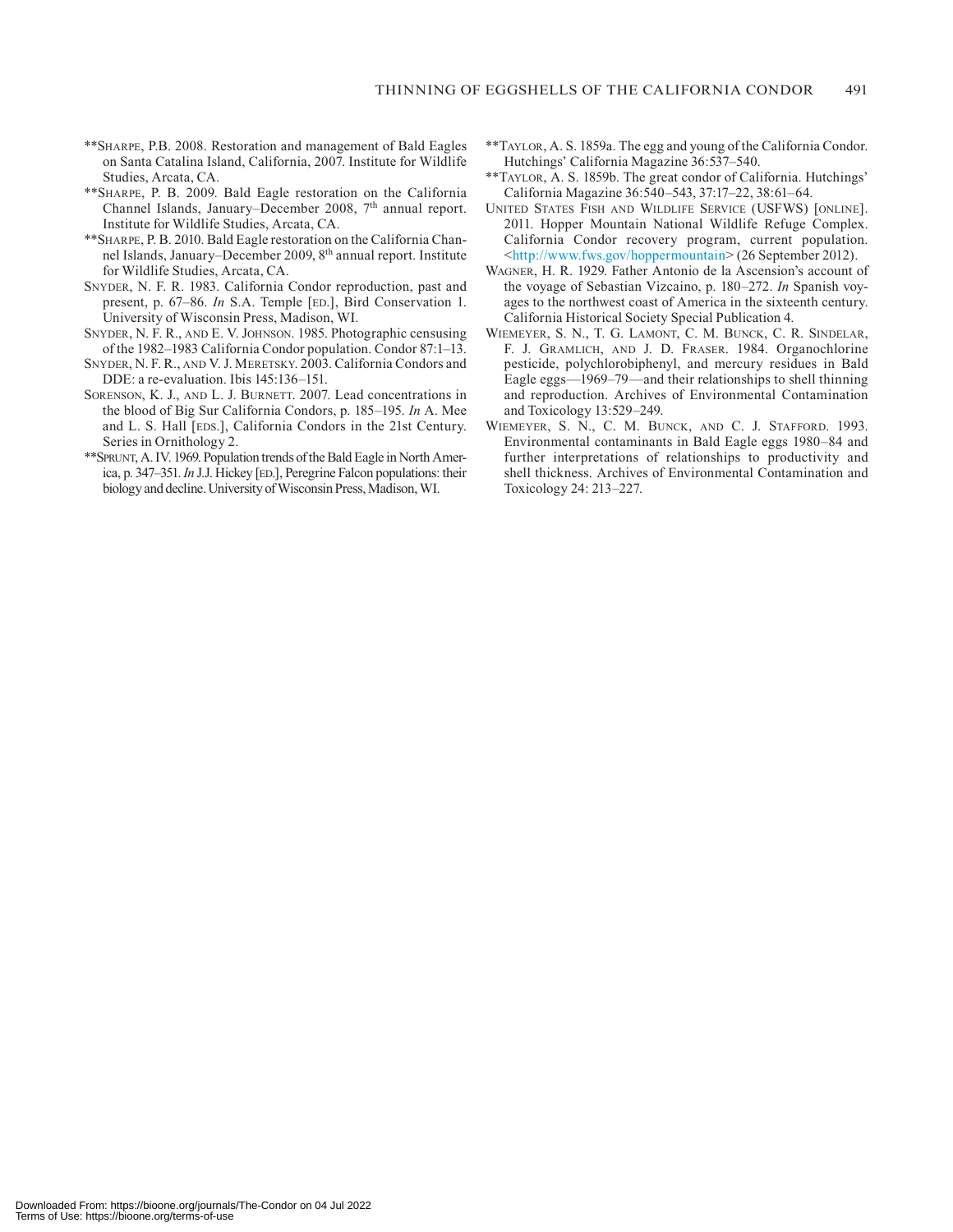**SHARPE, P.B. 2008. Restoration and management of Bald Eagles on Santa Catalina Island, California, 2007. Institute for Wildlife Studies, Arcata, CA.

**SHARPE, P. B. 2009. Bald Eagle restoration on the California Channel Islands, January–December 2008, 7th annual report. Institute for Wildlife Studies, Arcata, CA.

**SHARPE, P. B. 2010. Bald Eagle restoration on the California Channel Islands, January–December 2009, 8th annual report. Institute for Wildlife Studies, Arcata, CA.

SNYDER, N. F. R. 1983. California Condor reproduction, past and present, p. 67–86. *In* S.A. Temple [ED.], Bird Conservation 1. University of Wisconsin Press, Madison, WI.

SNYDER, N. F. R., AND E. V. JOHNSON. 1985. Photographic censusing of the 1982–1983 California Condor population. Condor 87:1–13.

SNYDER, N. F. R., AND V. J. MERETSKY. 2003. California Condors and DDE: a re-evaluation. Ibis 145:136–151.

SORENSON, K. J., AND L. J. BURNETT. 2007. Lead concentrations in the blood of Big Sur California Condors, p. 185–195. *In* A. Mee and L. S. Hall [EDS.], California Condors in the 21st Century. Series in Ornithology 2.

**SPRUNT, A. IV. 1969. Population trends of the Bald Eagle in North America, p. 347–351. *In* J.J. Hickey [ED.], Peregrine Falcon populations: their biology and decline. University of Wisconsin Press, Madison, WI.

**TAYLOR, A. S. 1859a. The egg and young of the California Condor. Hutchings' California Magazine 36:537–540.

**TAYLOR, A. S. 1859b. The great condor of California. Hutchings' California Magazine 36:540–543, 37:17–22, 38:61–64.

UNITED STATES FISH AND WILDLIFE SERVICE (USFWS) [ONLINE]. 2011. Hopper Mountain National Wildlife Refuge Complex. California Condor recovery program, current population. <http://www.fws.gov/hoppermountain> (26 September 2012).

WAGNER, H. R. 1929. Father Antonio de la Ascension's account of the voyage of Sebastian Vizcaino, p. 180–272. *In* Spanish voyages to the northwest coast of America in the sixteenth century. California Historical Society Special Publication 4.

WIEMEYER, S. N., T. G. LAMONT, C. M. BUNCK, C. R. SINDELAR, F. J. GRAMLICH, AND J. D. FRASER. 1984. Organochlorine pesticide, polychlorobiphenyl, and mercury residues in Bald Eagle eggs—1969–79—and their relationships to shell thinning and reproduction. Archives of Environmental Contamination and Toxicology 13:529–249.

WIEMEYER, S. N., C. M. BUNCK, AND C. J. STAFFORD. 1993. Environmental contaminants in Bald Eagle eggs 1980–84 and further interpretations of relationships to productivity and shell thickness. Archives of Environmental Contamination and Toxicology 24: 213–227.